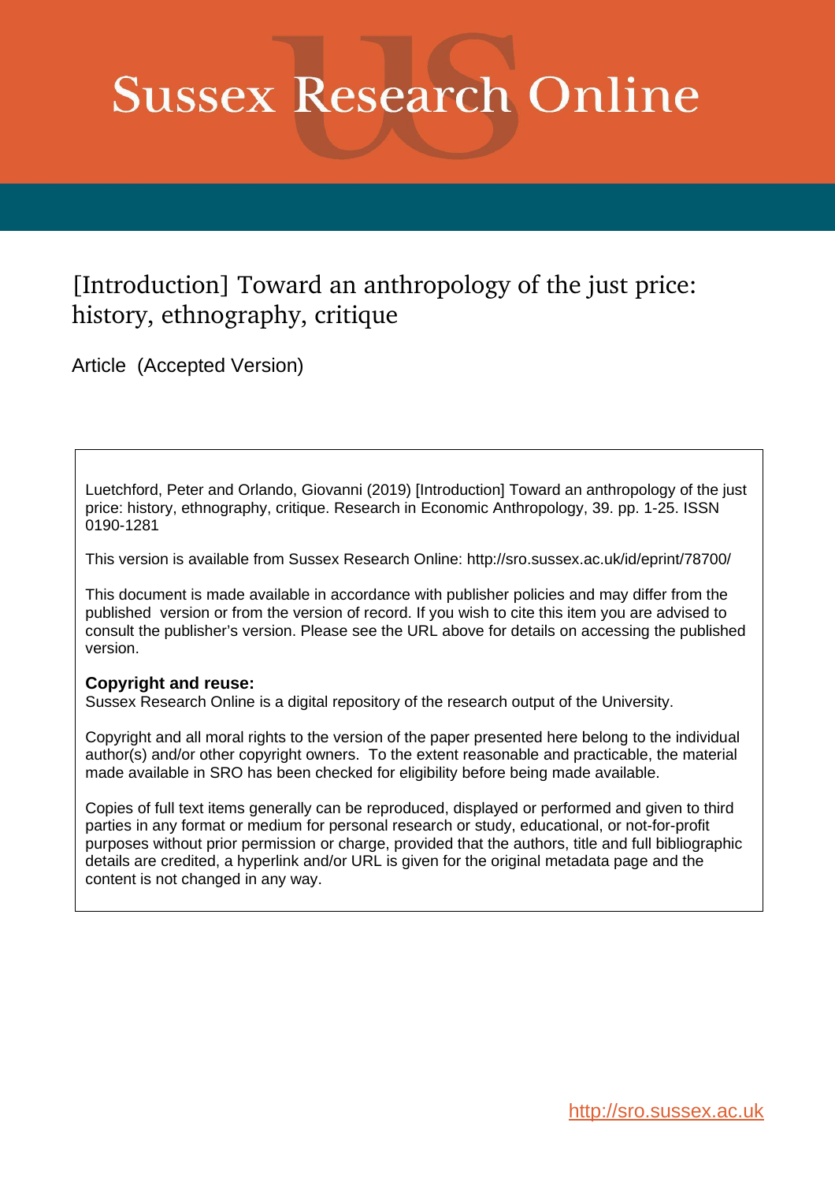# Sussex Research Online

## [Introduction] Toward an anthropology of the just price: history, ethnography, critique

Article (Accepted Version)

Luetchford, Peter and Orlando, Giovanni (2019) [Introduction] Toward an anthropology of the just price: history, ethnography, critique. Research in Economic Anthropology, 39. pp. 1-25. ISSN 0190-1281

This version is available from Sussex Research Online: http://sro.sussex.ac.uk/id/eprint/78700/

This document is made available in accordance with publisher policies and may differ from the published version or from the version of record. If you wish to cite this item you are advised to consult the publisher's version. Please see the URL above for details on accessing the published version.

**Copyright and reuse:**
Sussex Research Online is a digital repository of the research output of the University.

Copyright and all moral rights to the version of the paper presented here belong to the individual author(s) and/or other copyright owners. To the extent reasonable and practicable, the material made available in SRO has been checked for eligibility before being made available.

Copies of full text items generally can be reproduced, displayed or performed and given to third parties in any format or medium for personal research or study, educational, or not-for-profit purposes without prior permission or charge, provided that the authors, title and full bibliographic details are credited, a hyperlink and/or URL is given for the original metadata page and the content is not changed in any way.

http://sro.sussex.ac.uk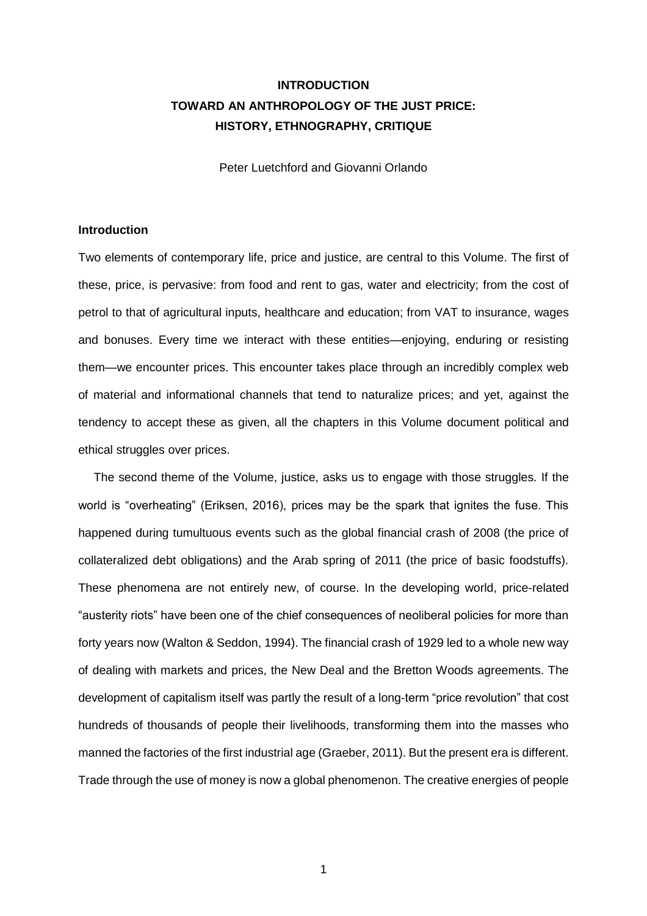# INTRODUCTION
# TOWARD AN ANTHROPOLOGY OF THE JUST PRICE: HISTORY, ETHNOGRAPHY, CRITIQUE

Peter Luetchford and Giovanni Orlando

## Introduction

Two elements of contemporary life, price and justice, are central to this Volume. The first of these, price, is pervasive: from food and rent to gas, water and electricity; from the cost of petrol to that of agricultural inputs, healthcare and education; from VAT to insurance, wages and bonuses. Every time we interact with these entities—enjoying, enduring or resisting them—we encounter prices. This encounter takes place through an incredibly complex web of material and informational channels that tend to naturalize prices; and yet, against the tendency to accept these as given, all the chapters in this Volume document political and ethical struggles over prices.

The second theme of the Volume, justice, asks us to engage with those struggles. If the world is "overheating" (Eriksen, 2016), prices may be the spark that ignites the fuse. This happened during tumultuous events such as the global financial crash of 2008 (the price of collateralized debt obligations) and the Arab spring of 2011 (the price of basic foodstuffs). These phenomena are not entirely new, of course. In the developing world, price-related "austerity riots" have been one of the chief consequences of neoliberal policies for more than forty years now (Walton & Seddon, 1994). The financial crash of 1929 led to a whole new way of dealing with markets and prices, the New Deal and the Bretton Woods agreements. The development of capitalism itself was partly the result of a long-term "price revolution" that cost hundreds of thousands of people their livelihoods, transforming them into the masses who manned the factories of the first industrial age (Graeber, 2011). But the present era is different. Trade through the use of money is now a global phenomenon. The creative energies of people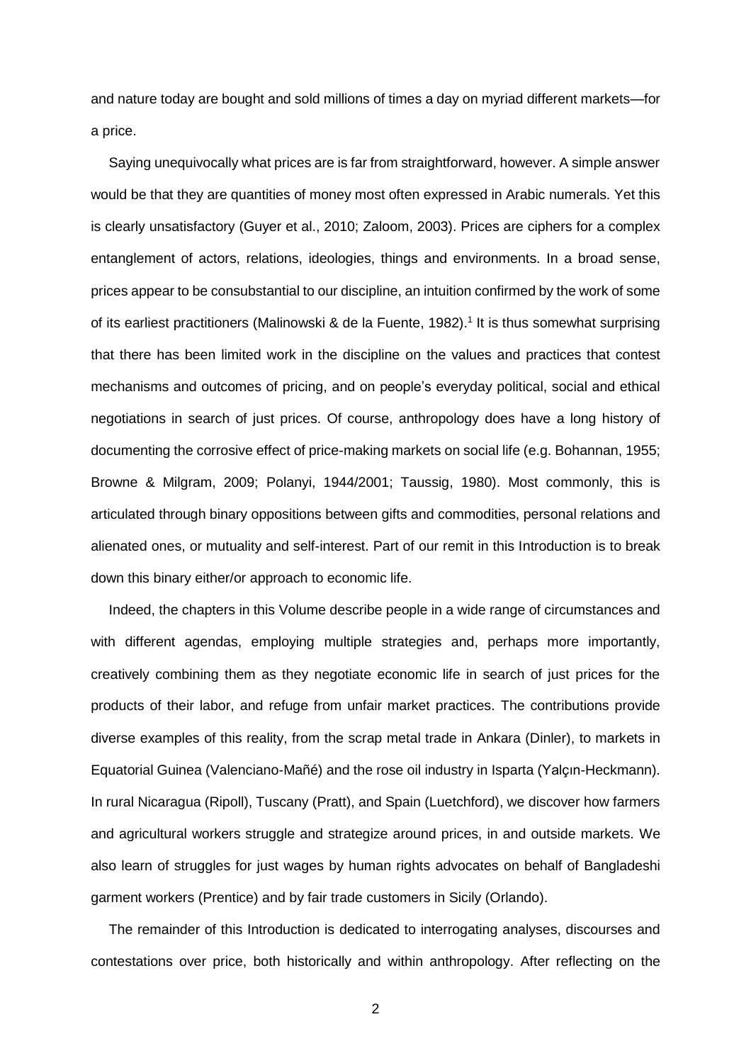and nature today are bought and sold millions of times a day on myriad different markets—for a price.

Saying unequivocally what prices are is far from straightforward, however. A simple answer would be that they are quantities of money most often expressed in Arabic numerals. Yet this is clearly unsatisfactory (Guyer et al., 2010; Zaloom, 2003). Prices are ciphers for a complex entanglement of actors, relations, ideologies, things and environments. In a broad sense, prices appear to be consubstantial to our discipline, an intuition confirmed by the work of some of its earliest practitioners (Malinowski & de la Fuente, 1982).[1] It is thus somewhat surprising that there has been limited work in the discipline on the values and practices that contest mechanisms and outcomes of pricing, and on people's everyday political, social and ethical negotiations in search of just prices. Of course, anthropology does have a long history of documenting the corrosive effect of price-making markets on social life (e.g. Bohannan, 1955; Browne & Milgram, 2009; Polanyi, 1944/2001; Taussig, 1980). Most commonly, this is articulated through binary oppositions between gifts and commodities, personal relations and alienated ones, or mutuality and self-interest. Part of our remit in this Introduction is to break down this binary either/or approach to economic life.

Indeed, the chapters in this Volume describe people in a wide range of circumstances and with different agendas, employing multiple strategies and, perhaps more importantly, creatively combining them as they negotiate economic life in search of just prices for the products of their labor, and refuge from unfair market practices. The contributions provide diverse examples of this reality, from the scrap metal trade in Ankara (Dinler), to markets in Equatorial Guinea (Valenciano-Mañé) and the rose oil industry in Isparta (Yalçın-Heckmann). In rural Nicaragua (Ripoll), Tuscany (Pratt), and Spain (Luetchford), we discover how farmers and agricultural workers struggle and strategize around prices, in and outside markets. We also learn of struggles for just wages by human rights advocates on behalf of Bangladeshi garment workers (Prentice) and by fair trade customers in Sicily (Orlando).

The remainder of this Introduction is dedicated to interrogating analyses, discourses and contestations over price, both historically and within anthropology. After reflecting on the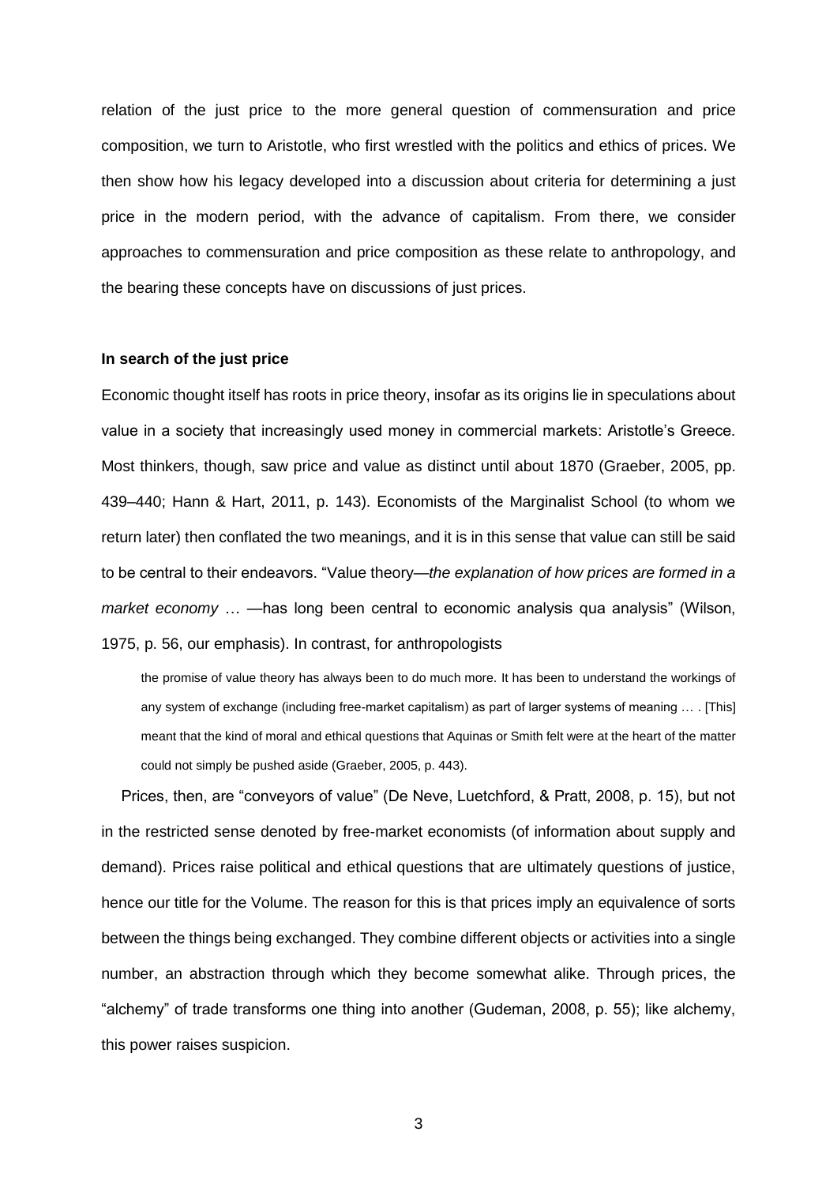relation of the just price to the more general question of commensuration and price composition, we turn to Aristotle, who first wrestled with the politics and ethics of prices. We then show how his legacy developed into a discussion about criteria for determining a just price in the modern period, with the advance of capitalism. From there, we consider approaches to commensuration and price composition as these relate to anthropology, and the bearing these concepts have on discussions of just prices.

### In search of the just price

Economic thought itself has roots in price theory, insofar as its origins lie in speculations about value in a society that increasingly used money in commercial markets: Aristotle's Greece. Most thinkers, though, saw price and value as distinct until about 1870 (Graeber, 2005, pp. 439–440; Hann & Hart, 2011, p. 143). Economists of the Marginalist School (to whom we return later) then conflated the two meanings, and it is in this sense that value can still be said to be central to their endeavors. "Value theory—*the explanation of how prices are formed in a market economy* … —has long been central to economic analysis qua analysis" (Wilson, 1975, p. 56, our emphasis). In contrast, for anthropologists

> the promise of value theory has always been to do much more. It has been to understand the workings of any system of exchange (including free-market capitalism) as part of larger systems of meaning … . [This] meant that the kind of moral and ethical questions that Aquinas or Smith felt were at the heart of the matter could not simply be pushed aside (Graeber, 2005, p. 443).

Prices, then, are "conveyors of value" (De Neve, Luetchford, & Pratt, 2008, p. 15), but not in the restricted sense denoted by free-market economists (of information about supply and demand). Prices raise political and ethical questions that are ultimately questions of justice, hence our title for the Volume. The reason for this is that prices imply an equivalence of sorts between the things being exchanged. They combine different objects or activities into a single number, an abstraction through which they become somewhat alike. Through prices, the "alchemy" of trade transforms one thing into another (Gudeman, 2008, p. 55); like alchemy, this power raises suspicion.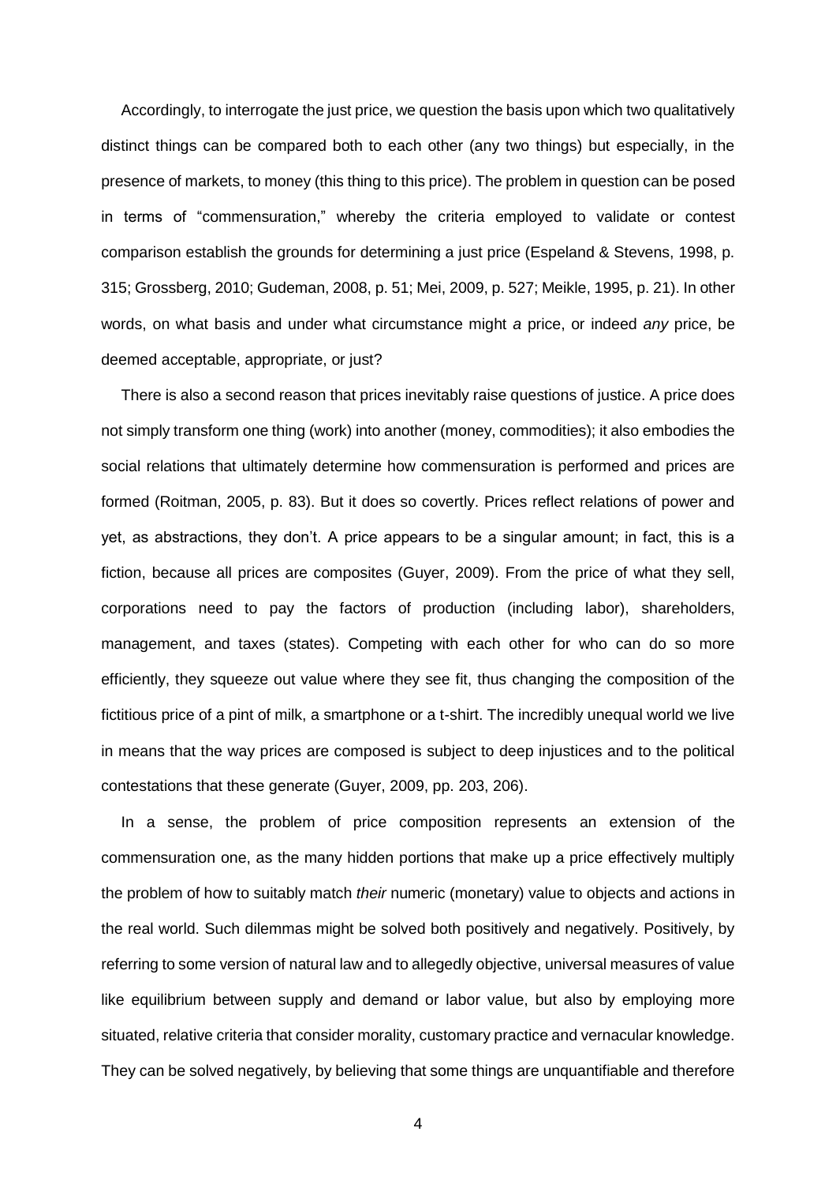Accordingly, to interrogate the just price, we question the basis upon which two qualitatively distinct things can be compared both to each other (any two things) but especially, in the presence of markets, to money (this thing to this price). The problem in question can be posed in terms of "commensuration," whereby the criteria employed to validate or contest comparison establish the grounds for determining a just price (Espeland & Stevens, 1998, p. 315; Grossberg, 2010; Gudeman, 2008, p. 51; Mei, 2009, p. 527; Meikle, 1995, p. 21). In other words, on what basis and under what circumstance might *a* price, or indeed *any* price, be deemed acceptable, appropriate, or just?

There is also a second reason that prices inevitably raise questions of justice. A price does not simply transform one thing (work) into another (money, commodities); it also embodies the social relations that ultimately determine how commensuration is performed and prices are formed (Roitman, 2005, p. 83). But it does so covertly. Prices reflect relations of power and yet, as abstractions, they don't. A price appears to be a singular amount; in fact, this is a fiction, because all prices are composites (Guyer, 2009). From the price of what they sell, corporations need to pay the factors of production (including labor), shareholders, management, and taxes (states). Competing with each other for who can do so more efficiently, they squeeze out value where they see fit, thus changing the composition of the fictitious price of a pint of milk, a smartphone or a t-shirt. The incredibly unequal world we live in means that the way prices are composed is subject to deep injustices and to the political contestations that these generate (Guyer, 2009, pp. 203, 206).

In a sense, the problem of price composition represents an extension of the commensuration one, as the many hidden portions that make up a price effectively multiply the problem of how to suitably match *their* numeric (monetary) value to objects and actions in the real world. Such dilemmas might be solved both positively and negatively. Positively, by referring to some version of natural law and to allegedly objective, universal measures of value like equilibrium between supply and demand or labor value, but also by employing more situated, relative criteria that consider morality, customary practice and vernacular knowledge. They can be solved negatively, by believing that some things are unquantifiable and therefore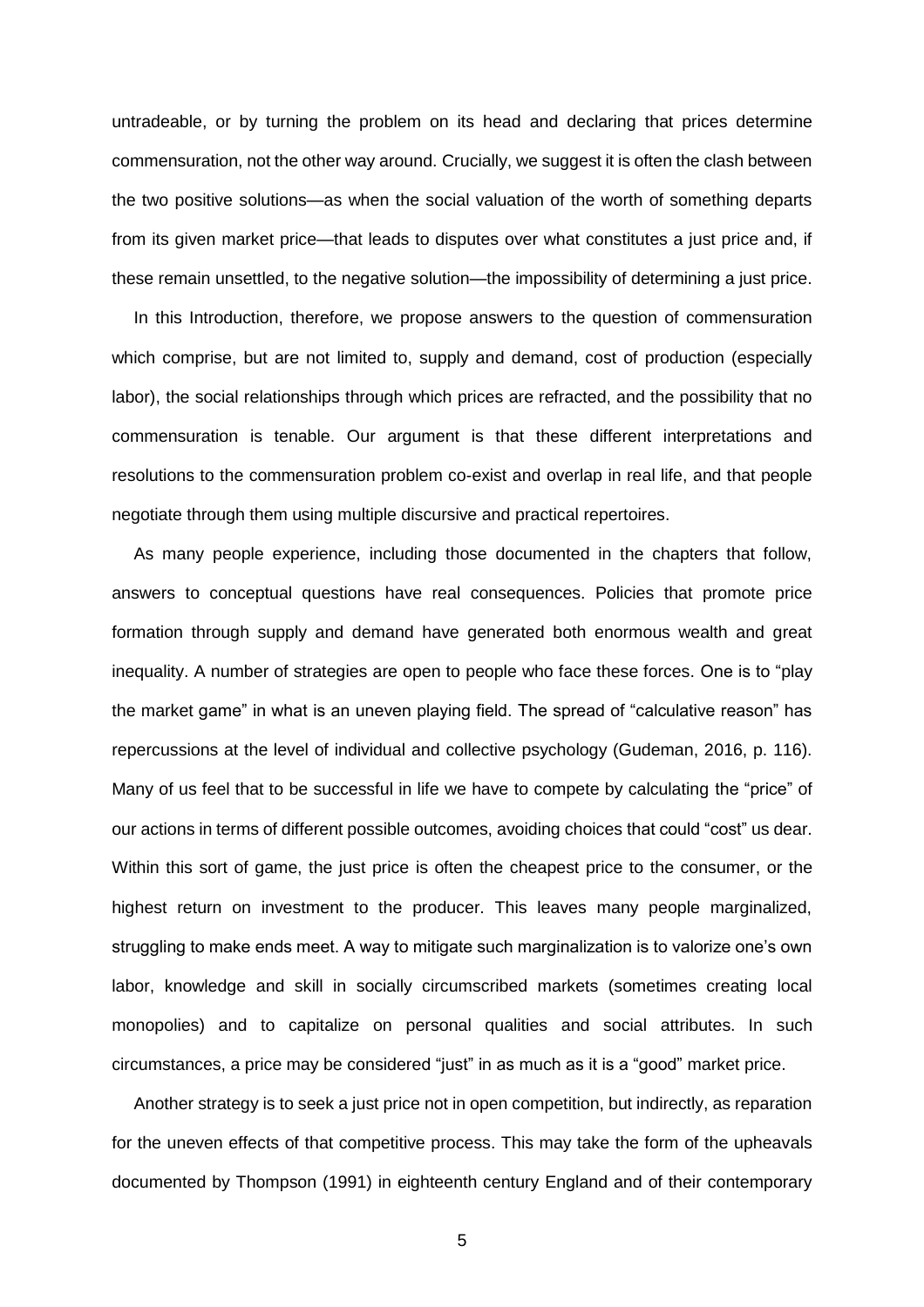untradeable, or by turning the problem on its head and declaring that prices determine commensuration, not the other way around. Crucially, we suggest it is often the clash between the two positive solutions—as when the social valuation of the worth of something departs from its given market price—that leads to disputes over what constitutes a just price and, if these remain unsettled, to the negative solution—the impossibility of determining a just price.

In this Introduction, therefore, we propose answers to the question of commensuration which comprise, but are not limited to, supply and demand, cost of production (especially labor), the social relationships through which prices are refracted, and the possibility that no commensuration is tenable. Our argument is that these different interpretations and resolutions to the commensuration problem co-exist and overlap in real life, and that people negotiate through them using multiple discursive and practical repertoires.

As many people experience, including those documented in the chapters that follow, answers to conceptual questions have real consequences. Policies that promote price formation through supply and demand have generated both enormous wealth and great inequality. A number of strategies are open to people who face these forces. One is to "play the market game" in what is an uneven playing field. The spread of "calculative reason" has repercussions at the level of individual and collective psychology (Gudeman, 2016, p. 116). Many of us feel that to be successful in life we have to compete by calculating the "price" of our actions in terms of different possible outcomes, avoiding choices that could "cost" us dear. Within this sort of game, the just price is often the cheapest price to the consumer, or the highest return on investment to the producer. This leaves many people marginalized, struggling to make ends meet. A way to mitigate such marginalization is to valorize one's own labor, knowledge and skill in socially circumscribed markets (sometimes creating local monopolies) and to capitalize on personal qualities and social attributes. In such circumstances, a price may be considered "just" in as much as it is a "good" market price.

Another strategy is to seek a just price not in open competition, but indirectly, as reparation for the uneven effects of that competitive process. This may take the form of the upheavals documented by Thompson (1991) in eighteenth century England and of their contemporary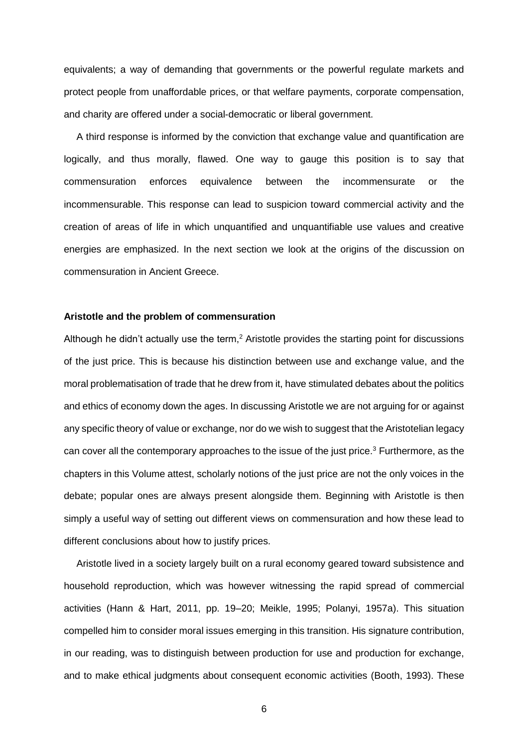equivalents; a way of demanding that governments or the powerful regulate markets and protect people from unaffordable prices, or that welfare payments, corporate compensation, and charity are offered under a social-democratic or liberal government.

A third response is informed by the conviction that exchange value and quantification are logically, and thus morally, flawed. One way to gauge this position is to say that commensuration enforces equivalence between the incommensurate or the incommensurable. This response can lead to suspicion toward commercial activity and the creation of areas of life in which unquantified and unquantifiable use values and creative energies are emphasized. In the next section we look at the origins of the discussion on commensuration in Ancient Greece.

**Aristotle and the problem of commensuration**

Although he didn't actually use the term,[2] Aristotle provides the starting point for discussions of the just price. This is because his distinction between use and exchange value, and the moral problematisation of trade that he drew from it, have stimulated debates about the politics and ethics of economy down the ages. In discussing Aristotle we are not arguing for or against any specific theory of value or exchange, nor do we wish to suggest that the Aristotelian legacy can cover all the contemporary approaches to the issue of the just price.[3] Furthermore, as the chapters in this Volume attest, scholarly notions of the just price are not the only voices in the debate; popular ones are always present alongside them. Beginning with Aristotle is then simply a useful way of setting out different views on commensuration and how these lead to different conclusions about how to justify prices.

Aristotle lived in a society largely built on a rural economy geared toward subsistence and household reproduction, which was however witnessing the rapid spread of commercial activities (Hann & Hart, 2011, pp. 19–20; Meikle, 1995; Polanyi, 1957a). This situation compelled him to consider moral issues emerging in this transition. His signature contribution, in our reading, was to distinguish between production for use and production for exchange, and to make ethical judgments about consequent economic activities (Booth, 1993). These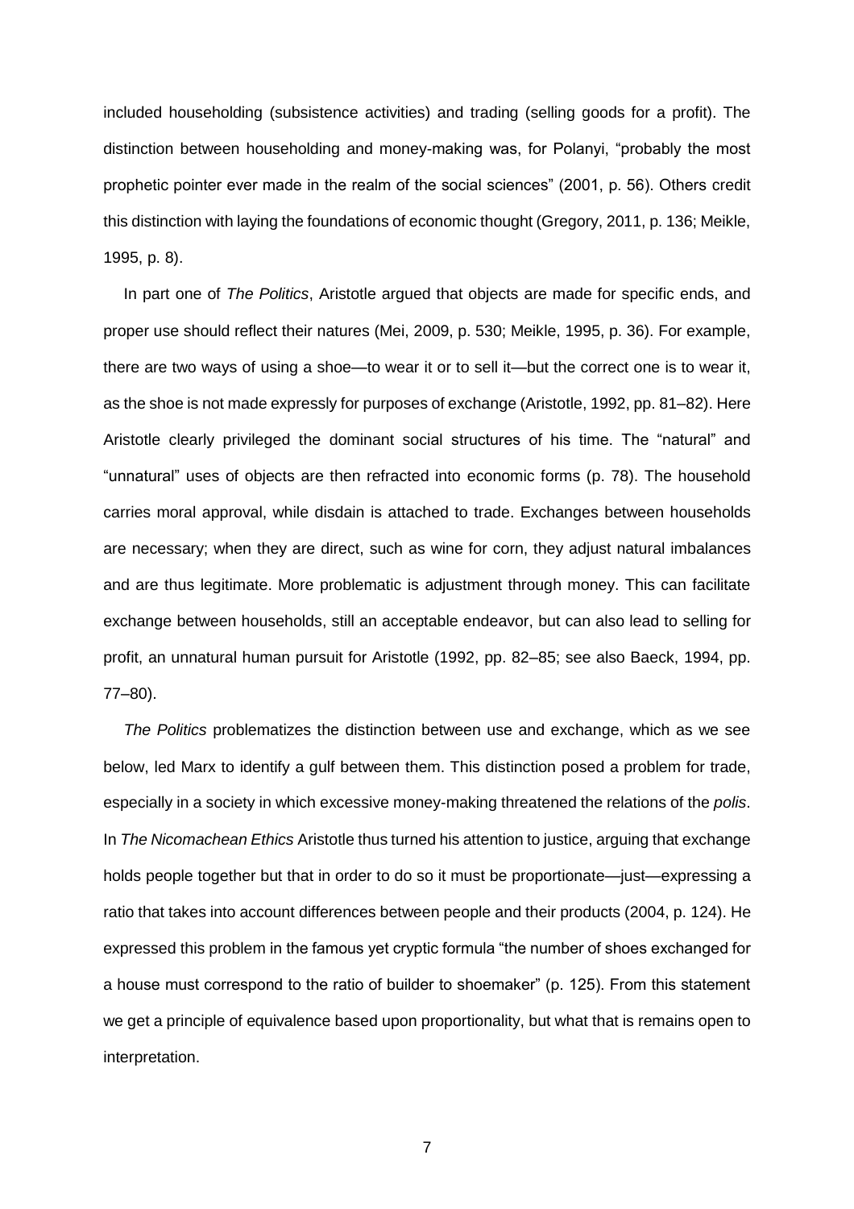included householding (subsistence activities) and trading (selling goods for a profit). The distinction between householding and money-making was, for Polanyi, "probably the most prophetic pointer ever made in the realm of the social sciences" (2001, p. 56). Others credit this distinction with laying the foundations of economic thought (Gregory, 2011, p. 136; Meikle, 1995, p. 8).

In part one of *The Politics*, Aristotle argued that objects are made for specific ends, and proper use should reflect their natures (Mei, 2009, p. 530; Meikle, 1995, p. 36). For example, there are two ways of using a shoe—to wear it or to sell it—but the correct one is to wear it, as the shoe is not made expressly for purposes of exchange (Aristotle, 1992, pp. 81–82). Here Aristotle clearly privileged the dominant social structures of his time. The "natural" and "unnatural" uses of objects are then refracted into economic forms (p. 78). The household carries moral approval, while disdain is attached to trade. Exchanges between households are necessary; when they are direct, such as wine for corn, they adjust natural imbalances and are thus legitimate. More problematic is adjustment through money. This can facilitate exchange between households, still an acceptable endeavor, but can also lead to selling for profit, an unnatural human pursuit for Aristotle (1992, pp. 82–85; see also Baeck, 1994, pp. 77–80).

*The Politics* problematizes the distinction between use and exchange, which as we see below, led Marx to identify a gulf between them. This distinction posed a problem for trade, especially in a society in which excessive money-making threatened the relations of the *polis*. In *The Nicomachean Ethics* Aristotle thus turned his attention to justice, arguing that exchange holds people together but that in order to do so it must be proportionate—just—expressing a ratio that takes into account differences between people and their products (2004, p. 124). He expressed this problem in the famous yet cryptic formula "the number of shoes exchanged for a house must correspond to the ratio of builder to shoemaker" (p. 125). From this statement we get a principle of equivalence based upon proportionality, but what that is remains open to interpretation.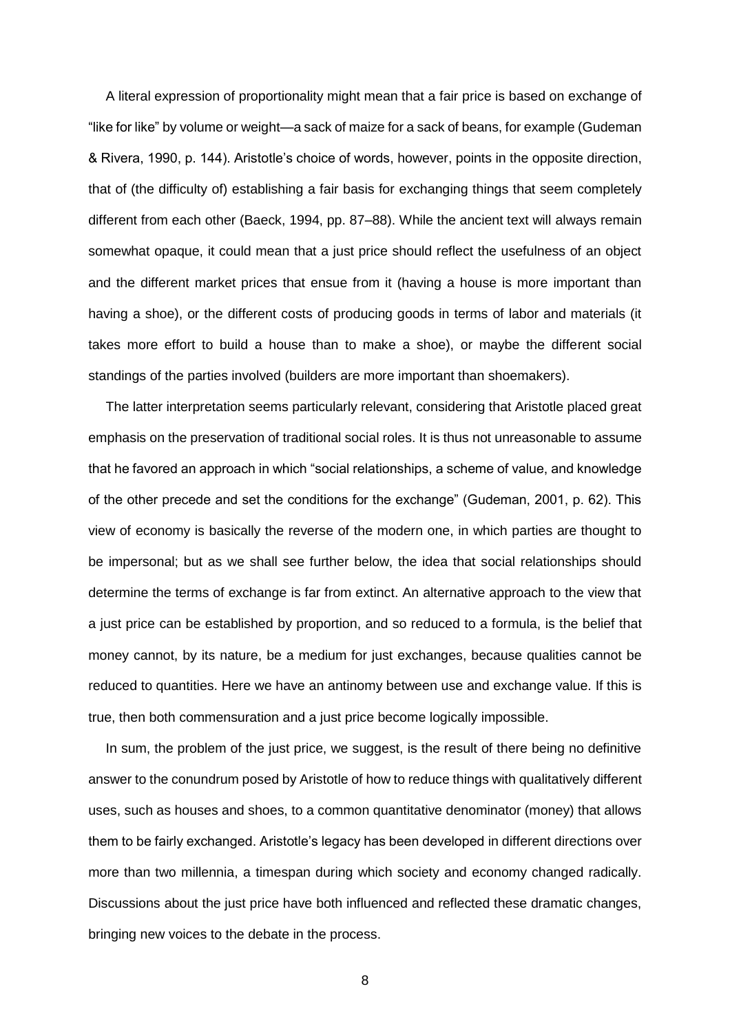A literal expression of proportionality might mean that a fair price is based on exchange of "like for like" by volume or weight—a sack of maize for a sack of beans, for example (Gudeman & Rivera, 1990, p. 144). Aristotle's choice of words, however, points in the opposite direction, that of (the difficulty of) establishing a fair basis for exchanging things that seem completely different from each other (Baeck, 1994, pp. 87–88). While the ancient text will always remain somewhat opaque, it could mean that a just price should reflect the usefulness of an object and the different market prices that ensue from it (having a house is more important than having a shoe), or the different costs of producing goods in terms of labor and materials (it takes more effort to build a house than to make a shoe), or maybe the different social standings of the parties involved (builders are more important than shoemakers).

The latter interpretation seems particularly relevant, considering that Aristotle placed great emphasis on the preservation of traditional social roles. It is thus not unreasonable to assume that he favored an approach in which "social relationships, a scheme of value, and knowledge of the other precede and set the conditions for the exchange" (Gudeman, 2001, p. 62). This view of economy is basically the reverse of the modern one, in which parties are thought to be impersonal; but as we shall see further below, the idea that social relationships should determine the terms of exchange is far from extinct. An alternative approach to the view that a just price can be established by proportion, and so reduced to a formula, is the belief that money cannot, by its nature, be a medium for just exchanges, because qualities cannot be reduced to quantities. Here we have an antinomy between use and exchange value. If this is true, then both commensuration and a just price become logically impossible.

In sum, the problem of the just price, we suggest, is the result of there being no definitive answer to the conundrum posed by Aristotle of how to reduce things with qualitatively different uses, such as houses and shoes, to a common quantitative denominator (money) that allows them to be fairly exchanged. Aristotle's legacy has been developed in different directions over more than two millennia, a timespan during which society and economy changed radically. Discussions about the just price have both influenced and reflected these dramatic changes, bringing new voices to the debate in the process.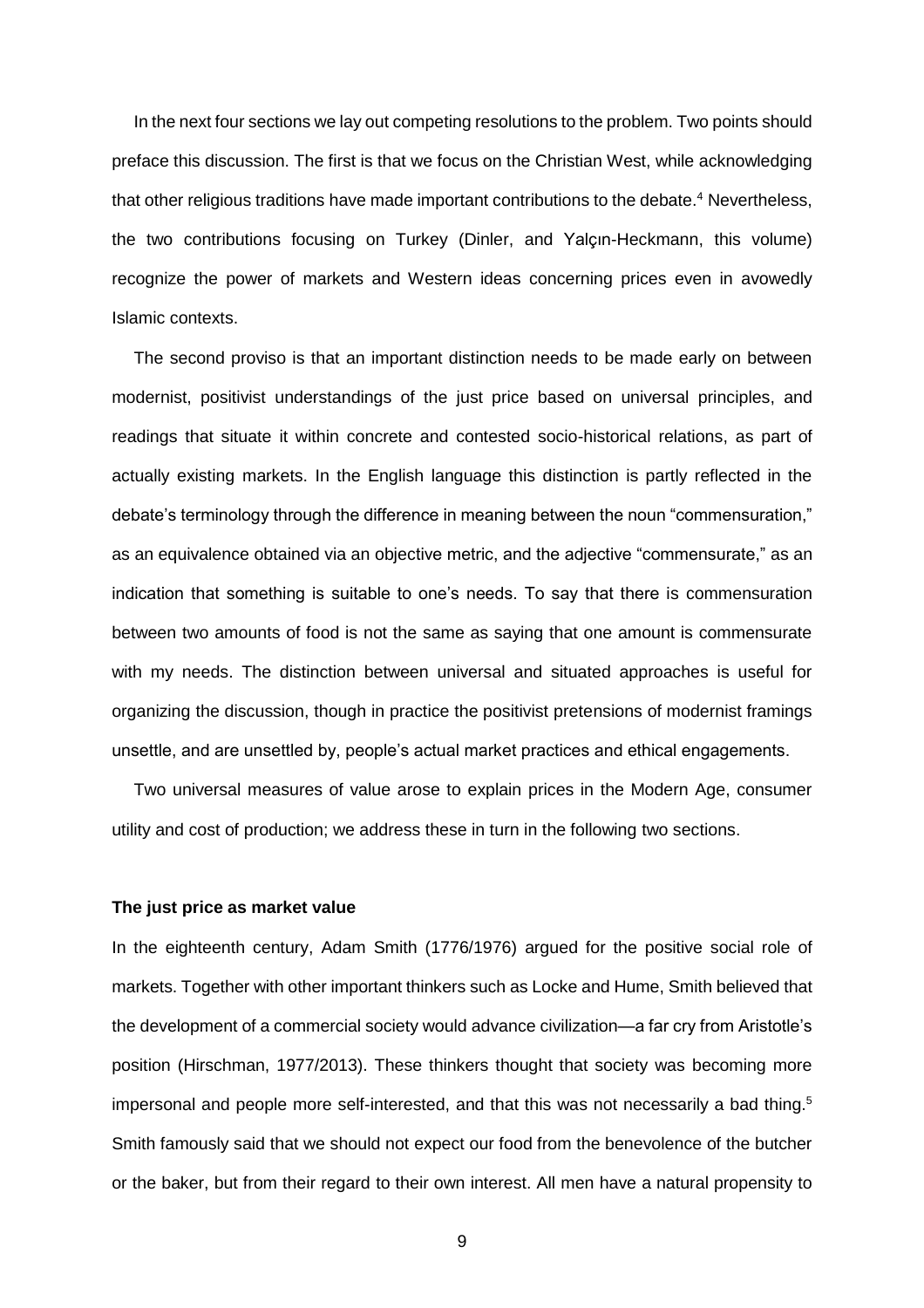In the next four sections we lay out competing resolutions to the problem. Two points should preface this discussion. The first is that we focus on the Christian West, while acknowledging that other religious traditions have made important contributions to the debate.[4] Nevertheless, the two contributions focusing on Turkey (Dinler, and Yalçın-Heckmann, this volume) recognize the power of markets and Western ideas concerning prices even in avowedly Islamic contexts.

The second proviso is that an important distinction needs to be made early on between modernist, positivist understandings of the just price based on universal principles, and readings that situate it within concrete and contested socio-historical relations, as part of actually existing markets. In the English language this distinction is partly reflected in the debate's terminology through the difference in meaning between the noun "commensuration," as an equivalence obtained via an objective metric, and the adjective "commensurate," as an indication that something is suitable to one's needs. To say that there is commensuration between two amounts of food is not the same as saying that one amount is commensurate with my needs. The distinction between universal and situated approaches is useful for organizing the discussion, though in practice the positivist pretensions of modernist framings unsettle, and are unsettled by, people's actual market practices and ethical engagements.

Two universal measures of value arose to explain prices in the Modern Age, consumer utility and cost of production; we address these in turn in the following two sections.

**The just price as market value**

In the eighteenth century, Adam Smith (1776/1976) argued for the positive social role of markets. Together with other important thinkers such as Locke and Hume, Smith believed that the development of a commercial society would advance civilization—a far cry from Aristotle's position (Hirschman, 1977/2013). These thinkers thought that society was becoming more impersonal and people more self-interested, and that this was not necessarily a bad thing.[5] Smith famously said that we should not expect our food from the benevolence of the butcher or the baker, but from their regard to their own interest. All men have a natural propensity to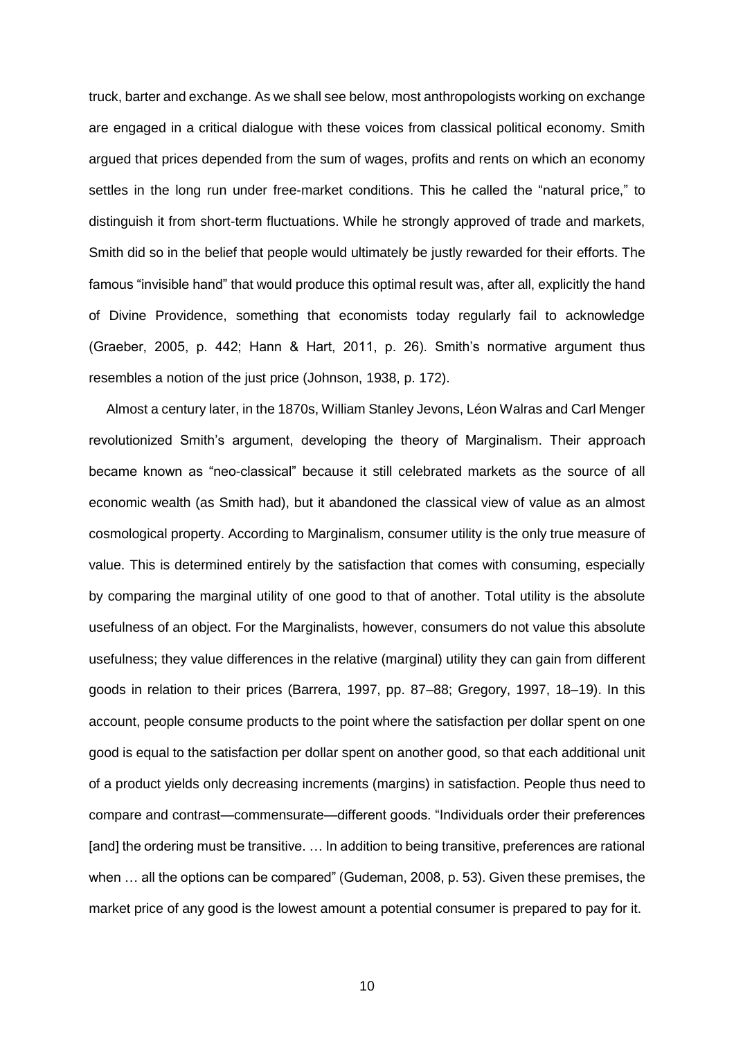truck, barter and exchange. As we shall see below, most anthropologists working on exchange are engaged in a critical dialogue with these voices from classical political economy. Smith argued that prices depended from the sum of wages, profits and rents on which an economy settles in the long run under free-market conditions. This he called the "natural price," to distinguish it from short-term fluctuations. While he strongly approved of trade and markets, Smith did so in the belief that people would ultimately be justly rewarded for their efforts. The famous "invisible hand" that would produce this optimal result was, after all, explicitly the hand of Divine Providence, something that economists today regularly fail to acknowledge (Graeber, 2005, p. 442; Hann & Hart, 2011, p. 26). Smith's normative argument thus resembles a notion of the just price (Johnson, 1938, p. 172).

Almost a century later, in the 1870s, William Stanley Jevons, Léon Walras and Carl Menger revolutionized Smith's argument, developing the theory of Marginalism. Their approach became known as "neo-classical" because it still celebrated markets as the source of all economic wealth (as Smith had), but it abandoned the classical view of value as an almost cosmological property. According to Marginalism, consumer utility is the only true measure of value. This is determined entirely by the satisfaction that comes with consuming, especially by comparing the marginal utility of one good to that of another. Total utility is the absolute usefulness of an object. For the Marginalists, however, consumers do not value this absolute usefulness; they value differences in the relative (marginal) utility they can gain from different goods in relation to their prices (Barrera, 1997, pp. 87–88; Gregory, 1997, 18–19). In this account, people consume products to the point where the satisfaction per dollar spent on one good is equal to the satisfaction per dollar spent on another good, so that each additional unit of a product yields only decreasing increments (margins) in satisfaction. People thus need to compare and contrast—commensurate—different goods. "Individuals order their preferences [and] the ordering must be transitive. … In addition to being transitive, preferences are rational when … all the options can be compared" (Gudeman, 2008, p. 53). Given these premises, the market price of any good is the lowest amount a potential consumer is prepared to pay for it.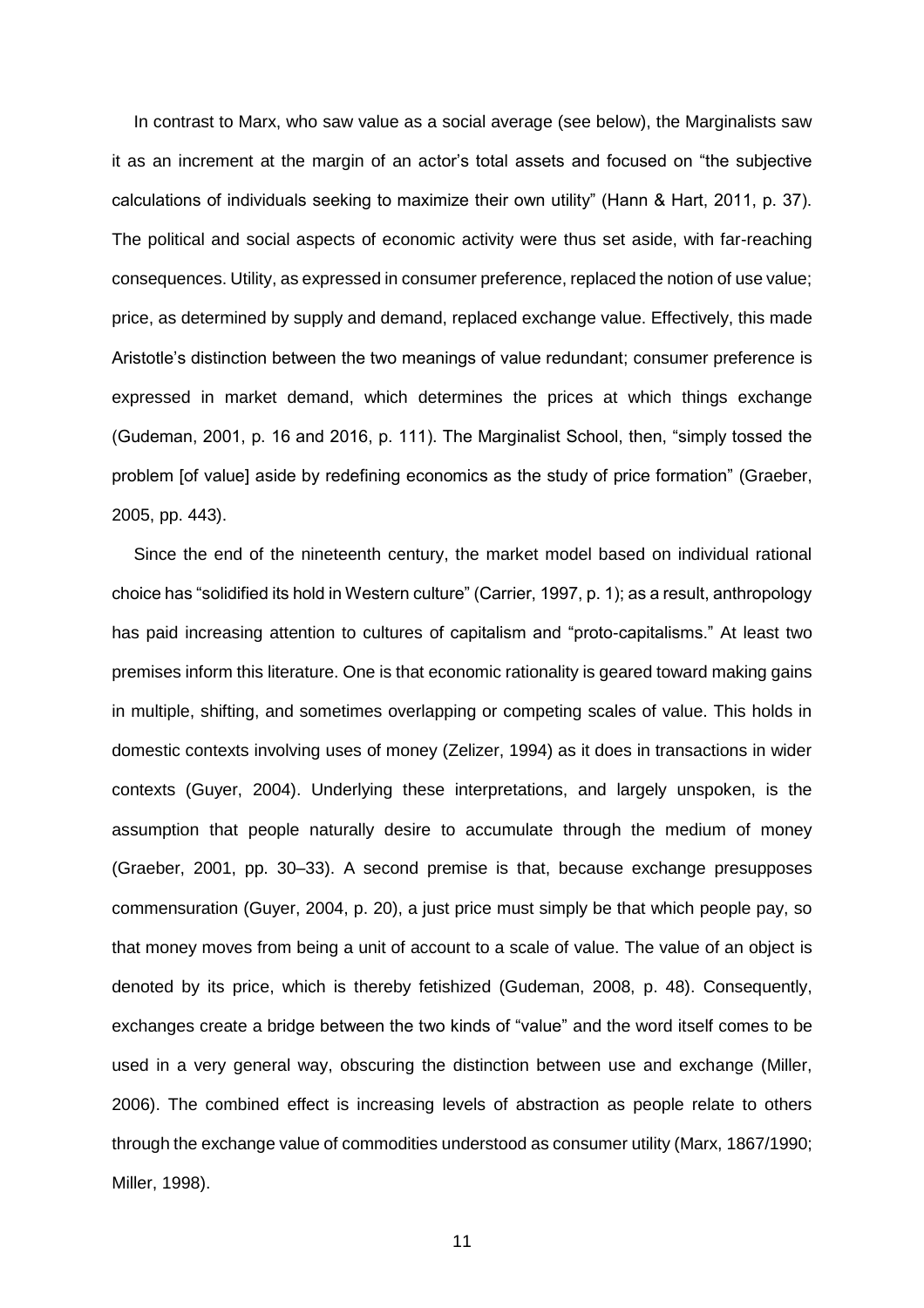In contrast to Marx, who saw value as a social average (see below), the Marginalists saw it as an increment at the margin of an actor's total assets and focused on "the subjective calculations of individuals seeking to maximize their own utility" (Hann & Hart, 2011, p. 37). The political and social aspects of economic activity were thus set aside, with far-reaching consequences. Utility, as expressed in consumer preference, replaced the notion of use value; price, as determined by supply and demand, replaced exchange value. Effectively, this made Aristotle's distinction between the two meanings of value redundant; consumer preference is expressed in market demand, which determines the prices at which things exchange (Gudeman, 2001, p. 16 and 2016, p. 111). The Marginalist School, then, "simply tossed the problem [of value] aside by redefining economics as the study of price formation" (Graeber, 2005, pp. 443).

Since the end of the nineteenth century, the market model based on individual rational choice has "solidified its hold in Western culture" (Carrier, 1997, p. 1); as a result, anthropology has paid increasing attention to cultures of capitalism and "proto-capitalisms." At least two premises inform this literature. One is that economic rationality is geared toward making gains in multiple, shifting, and sometimes overlapping or competing scales of value. This holds in domestic contexts involving uses of money (Zelizer, 1994) as it does in transactions in wider contexts (Guyer, 2004). Underlying these interpretations, and largely unspoken, is the assumption that people naturally desire to accumulate through the medium of money (Graeber, 2001, pp. 30–33). A second premise is that, because exchange presupposes commensuration (Guyer, 2004, p. 20), a just price must simply be that which people pay, so that money moves from being a unit of account to a scale of value. The value of an object is denoted by its price, which is thereby fetishized (Gudeman, 2008, p. 48). Consequently, exchanges create a bridge between the two kinds of "value" and the word itself comes to be used in a very general way, obscuring the distinction between use and exchange (Miller, 2006). The combined effect is increasing levels of abstraction as people relate to others through the exchange value of commodities understood as consumer utility (Marx, 1867/1990; Miller, 1998).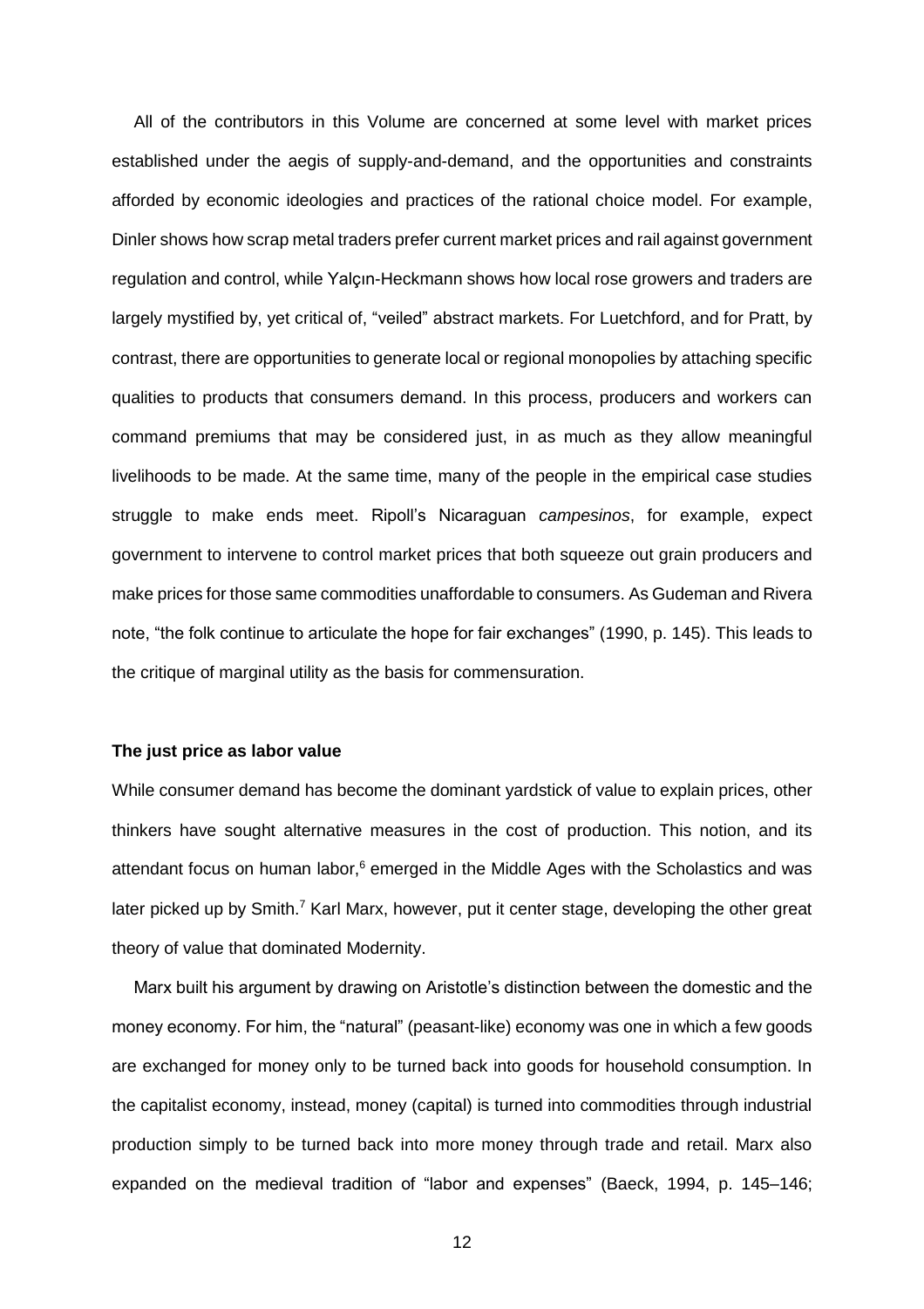All of the contributors in this Volume are concerned at some level with market prices established under the aegis of supply-and-demand, and the opportunities and constraints afforded by economic ideologies and practices of the rational choice model. For example, Dinler shows how scrap metal traders prefer current market prices and rail against government regulation and control, while Yalçın-Heckmann shows how local rose growers and traders are largely mystified by, yet critical of, "veiled" abstract markets. For Luetchford, and for Pratt, by contrast, there are opportunities to generate local or regional monopolies by attaching specific qualities to products that consumers demand. In this process, producers and workers can command premiums that may be considered just, in as much as they allow meaningful livelihoods to be made. At the same time, many of the people in the empirical case studies struggle to make ends meet. Ripoll's Nicaraguan *campesinos*, for example, expect government to intervene to control market prices that both squeeze out grain producers and make prices for those same commodities unaffordable to consumers. As Gudeman and Rivera note, "the folk continue to articulate the hope for fair exchanges" (1990, p. 145). This leads to the critique of marginal utility as the basis for commensuration.

**The just price as labor value**

While consumer demand has become the dominant yardstick of value to explain prices, other thinkers have sought alternative measures in the cost of production. This notion, and its attendant focus on human labor,[6] emerged in the Middle Ages with the Scholastics and was later picked up by Smith.[7] Karl Marx, however, put it center stage, developing the other great theory of value that dominated Modernity.

Marx built his argument by drawing on Aristotle's distinction between the domestic and the money economy. For him, the "natural" (peasant-like) economy was one in which a few goods are exchanged for money only to be turned back into goods for household consumption. In the capitalist economy, instead, money (capital) is turned into commodities through industrial production simply to be turned back into more money through trade and retail. Marx also expanded on the medieval tradition of "labor and expenses" (Baeck, 1994, p. 145–146;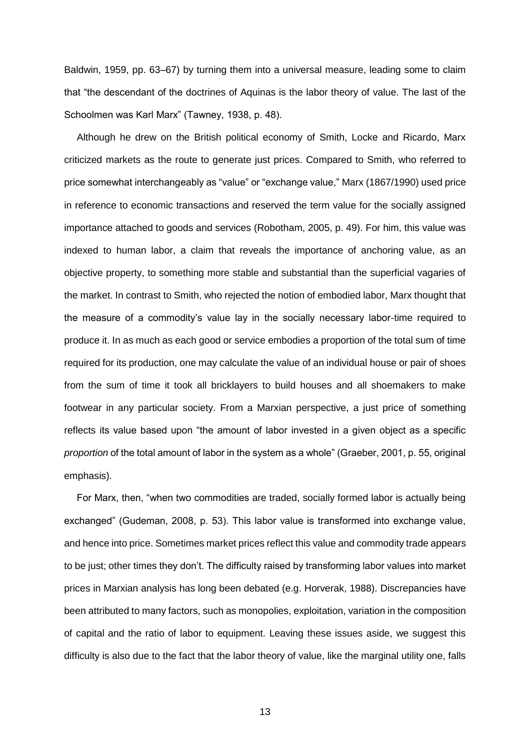Baldwin, 1959, pp. 63–67) by turning them into a universal measure, leading some to claim that "the descendant of the doctrines of Aquinas is the labor theory of value. The last of the Schoolmen was Karl Marx" (Tawney, 1938, p. 48).

Although he drew on the British political economy of Smith, Locke and Ricardo, Marx criticized markets as the route to generate just prices. Compared to Smith, who referred to price somewhat interchangeably as "value" or "exchange value," Marx (1867/1990) used price in reference to economic transactions and reserved the term value for the socially assigned importance attached to goods and services (Robotham, 2005, p. 49). For him, this value was indexed to human labor, a claim that reveals the importance of anchoring value, as an objective property, to something more stable and substantial than the superficial vagaries of the market. In contrast to Smith, who rejected the notion of embodied labor, Marx thought that the measure of a commodity's value lay in the socially necessary labor-time required to produce it. In as much as each good or service embodies a proportion of the total sum of time required for its production, one may calculate the value of an individual house or pair of shoes from the sum of time it took all bricklayers to build houses and all shoemakers to make footwear in any particular society. From a Marxian perspective, a just price of something reflects its value based upon "the amount of labor invested in a given object as a specific *proportion* of the total amount of labor in the system as a whole" (Graeber, 2001, p. 55, original emphasis).

For Marx, then, "when two commodities are traded, socially formed labor is actually being exchanged" (Gudeman, 2008, p. 53). This labor value is transformed into exchange value, and hence into price. Sometimes market prices reflect this value and commodity trade appears to be just; other times they don't. The difficulty raised by transforming labor values into market prices in Marxian analysis has long been debated (e.g. Horverak, 1988). Discrepancies have been attributed to many factors, such as monopolies, exploitation, variation in the composition of capital and the ratio of labor to equipment. Leaving these issues aside, we suggest this difficulty is also due to the fact that the labor theory of value, like the marginal utility one, falls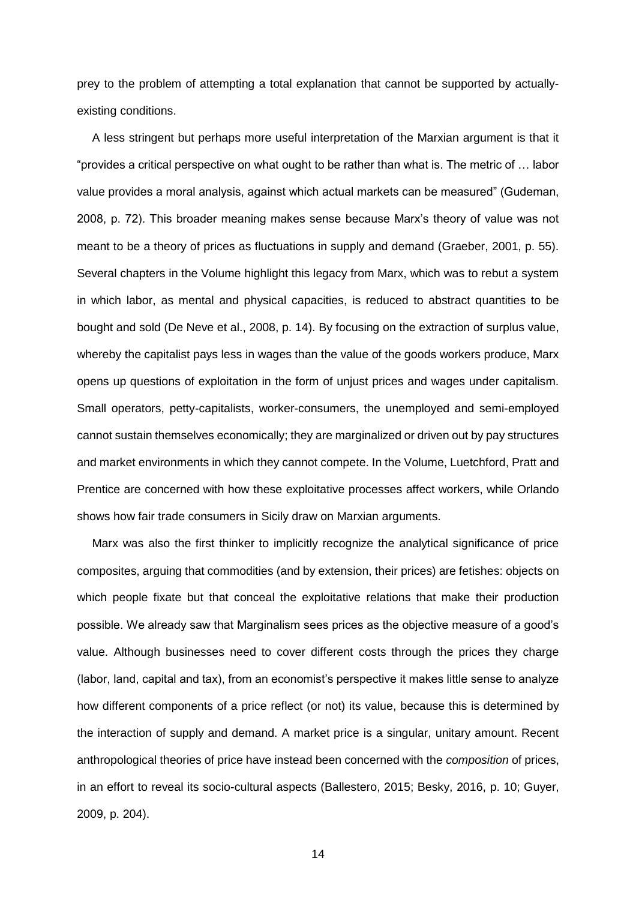prey to the problem of attempting a total explanation that cannot be supported by actually-existing conditions.

A less stringent but perhaps more useful interpretation of the Marxian argument is that it "provides a critical perspective on what ought to be rather than what is. The metric of … labor value provides a moral analysis, against which actual markets can be measured" (Gudeman, 2008, p. 72). This broader meaning makes sense because Marx's theory of value was not meant to be a theory of prices as fluctuations in supply and demand (Graeber, 2001, p. 55). Several chapters in the Volume highlight this legacy from Marx, which was to rebut a system in which labor, as mental and physical capacities, is reduced to abstract quantities to be bought and sold (De Neve et al., 2008, p. 14). By focusing on the extraction of surplus value, whereby the capitalist pays less in wages than the value of the goods workers produce, Marx opens up questions of exploitation in the form of unjust prices and wages under capitalism. Small operators, petty-capitalists, worker-consumers, the unemployed and semi-employed cannot sustain themselves economically; they are marginalized or driven out by pay structures and market environments in which they cannot compete. In the Volume, Luetchford, Pratt and Prentice are concerned with how these exploitative processes affect workers, while Orlando shows how fair trade consumers in Sicily draw on Marxian arguments.

Marx was also the first thinker to implicitly recognize the analytical significance of price composites, arguing that commodities (and by extension, their prices) are fetishes: objects on which people fixate but that conceal the exploitative relations that make their production possible. We already saw that Marginalism sees prices as the objective measure of a good's value. Although businesses need to cover different costs through the prices they charge (labor, land, capital and tax), from an economist's perspective it makes little sense to analyze how different components of a price reflect (or not) its value, because this is determined by the interaction of supply and demand. A market price is a singular, unitary amount. Recent anthropological theories of price have instead been concerned with the *composition* of prices, in an effort to reveal its socio-cultural aspects (Ballestero, 2015; Besky, 2016, p. 10; Guyer, 2009, p. 204).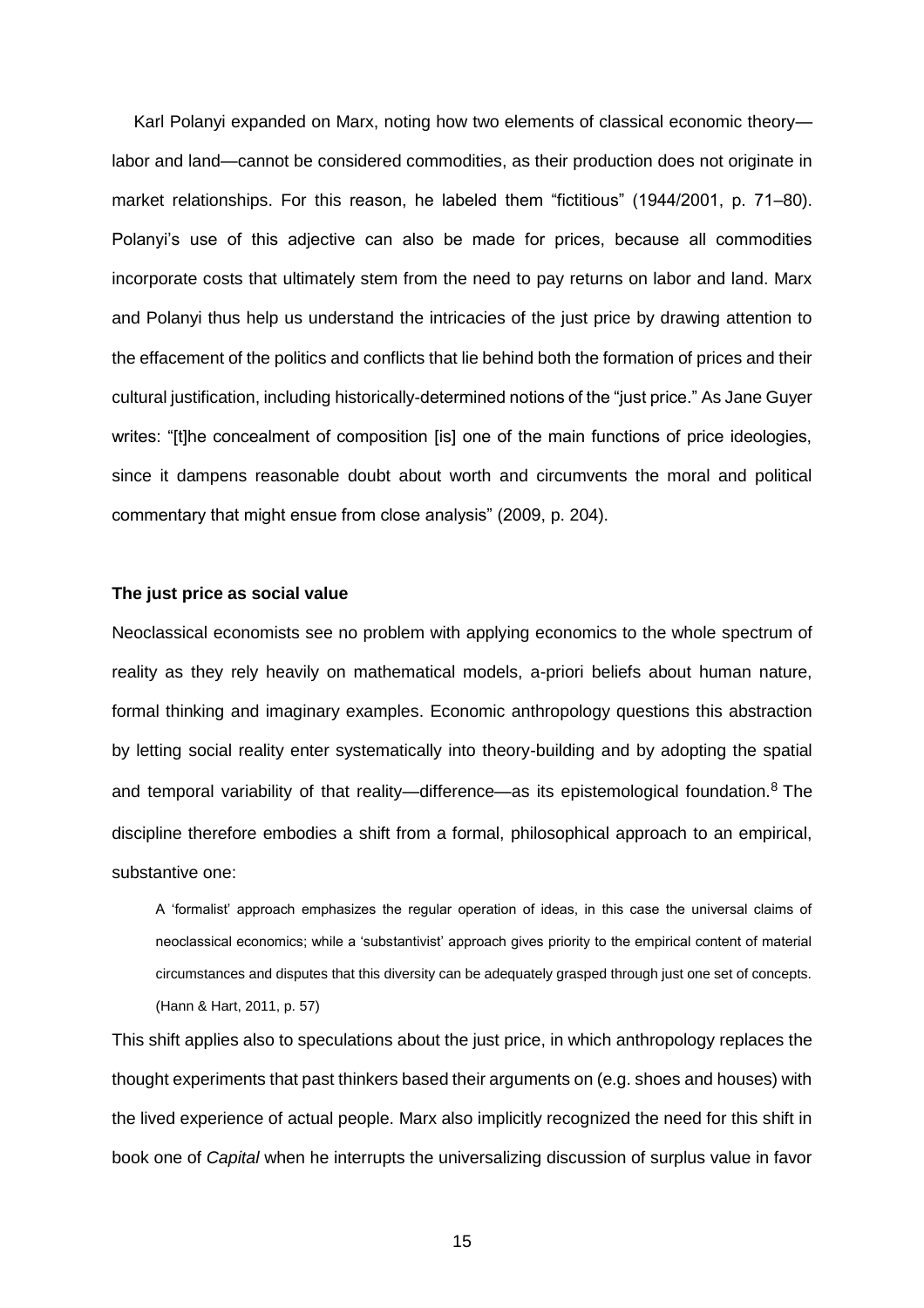Karl Polanyi expanded on Marx, noting how two elements of classical economic theory—labor and land—cannot be considered commodities, as their production does not originate in market relationships. For this reason, he labeled them "fictitious" (1944/2001, p. 71–80). Polanyi's use of this adjective can also be made for prices, because all commodities incorporate costs that ultimately stem from the need to pay returns on labor and land. Marx and Polanyi thus help us understand the intricacies of the just price by drawing attention to the effacement of the politics and conflicts that lie behind both the formation of prices and their cultural justification, including historically-determined notions of the "just price." As Jane Guyer writes: "[t]he concealment of composition [is] one of the main functions of price ideologies, since it dampens reasonable doubt about worth and circumvents the moral and political commentary that might ensue from close analysis" (2009, p. 204).

**The just price as social value**

Neoclassical economists see no problem with applying economics to the whole spectrum of reality as they rely heavily on mathematical models, a-priori beliefs about human nature, formal thinking and imaginary examples. Economic anthropology questions this abstraction by letting social reality enter systematically into theory-building and by adopting the spatial and temporal variability of that reality—difference—as its epistemological foundation.[8] The discipline therefore embodies a shift from a formal, philosophical approach to an empirical, substantive one:

> A 'formalist' approach emphasizes the regular operation of ideas, in this case the universal claims of neoclassical economics; while a 'substantivist' approach gives priority to the empirical content of material circumstances and disputes that this diversity can be adequately grasped through just one set of concepts. (Hann & Hart, 2011, p. 57)

This shift applies also to speculations about the just price, in which anthropology replaces the thought experiments that past thinkers based their arguments on (e.g. shoes and houses) with the lived experience of actual people. Marx also implicitly recognized the need for this shift in book one of *Capital* when he interrupts the universalizing discussion of surplus value in favor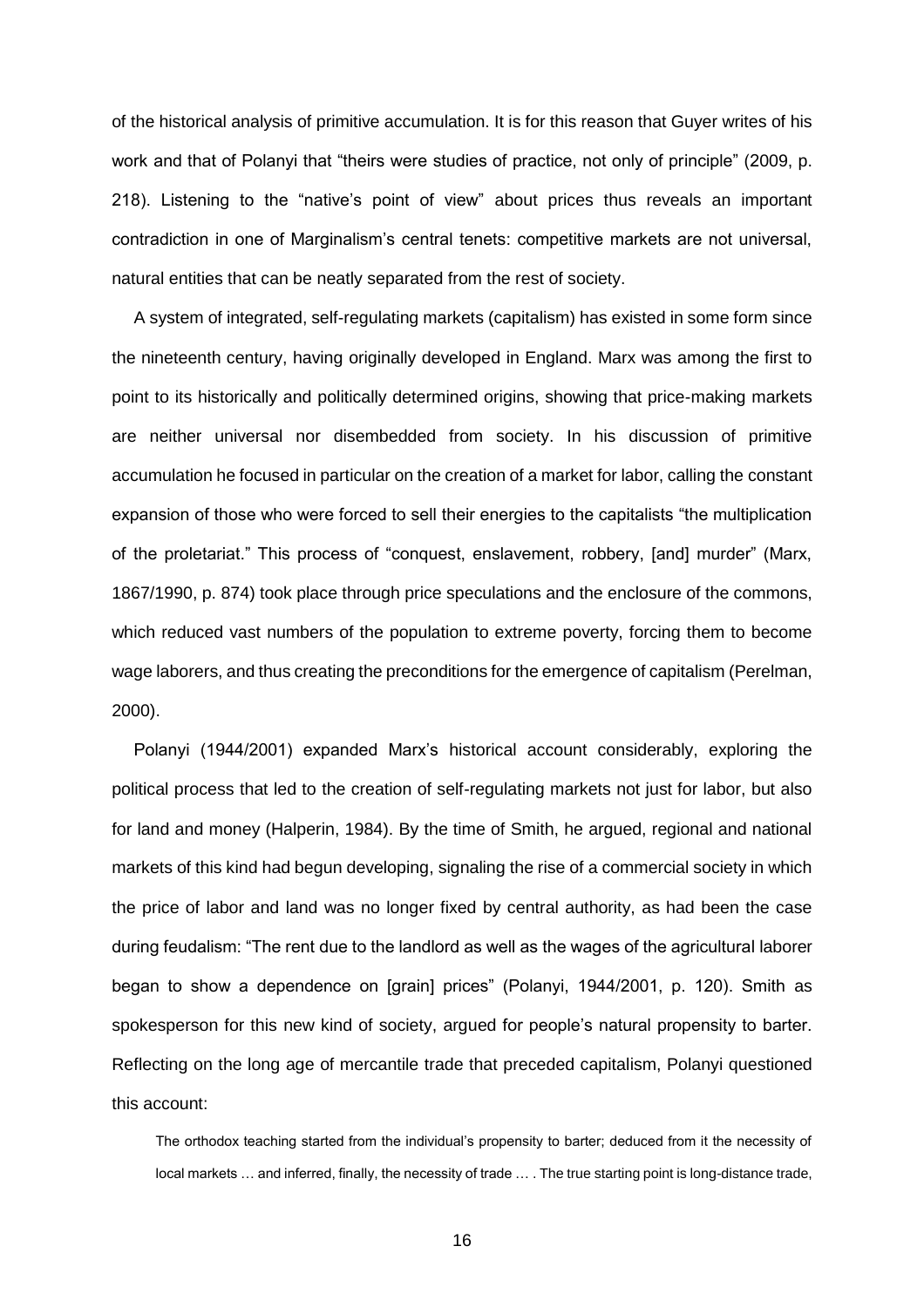of the historical analysis of primitive accumulation. It is for this reason that Guyer writes of his work and that of Polanyi that "theirs were studies of practice, not only of principle" (2009, p. 218). Listening to the "native's point of view" about prices thus reveals an important contradiction in one of Marginalism's central tenets: competitive markets are not universal, natural entities that can be neatly separated from the rest of society.

A system of integrated, self-regulating markets (capitalism) has existed in some form since the nineteenth century, having originally developed in England. Marx was among the first to point to its historically and politically determined origins, showing that price-making markets are neither universal nor disembedded from society. In his discussion of primitive accumulation he focused in particular on the creation of a market for labor, calling the constant expansion of those who were forced to sell their energies to the capitalists "the multiplication of the proletariat." This process of "conquest, enslavement, robbery, [and] murder" (Marx, 1867/1990, p. 874) took place through price speculations and the enclosure of the commons, which reduced vast numbers of the population to extreme poverty, forcing them to become wage laborers, and thus creating the preconditions for the emergence of capitalism (Perelman, 2000).

Polanyi (1944/2001) expanded Marx's historical account considerably, exploring the political process that led to the creation of self-regulating markets not just for labor, but also for land and money (Halperin, 1984). By the time of Smith, he argued, regional and national markets of this kind had begun developing, signaling the rise of a commercial society in which the price of labor and land was no longer fixed by central authority, as had been the case during feudalism: "The rent due to the landlord as well as the wages of the agricultural laborer began to show a dependence on [grain] prices" (Polanyi, 1944/2001, p. 120). Smith as spokesperson for this new kind of society, argued for people's natural propensity to barter. Reflecting on the long age of mercantile trade that preceded capitalism, Polanyi questioned this account:

> The orthodox teaching started from the individual's propensity to barter; deduced from it the necessity of local markets … and inferred, finally, the necessity of trade … . The true starting point is long-distance trade,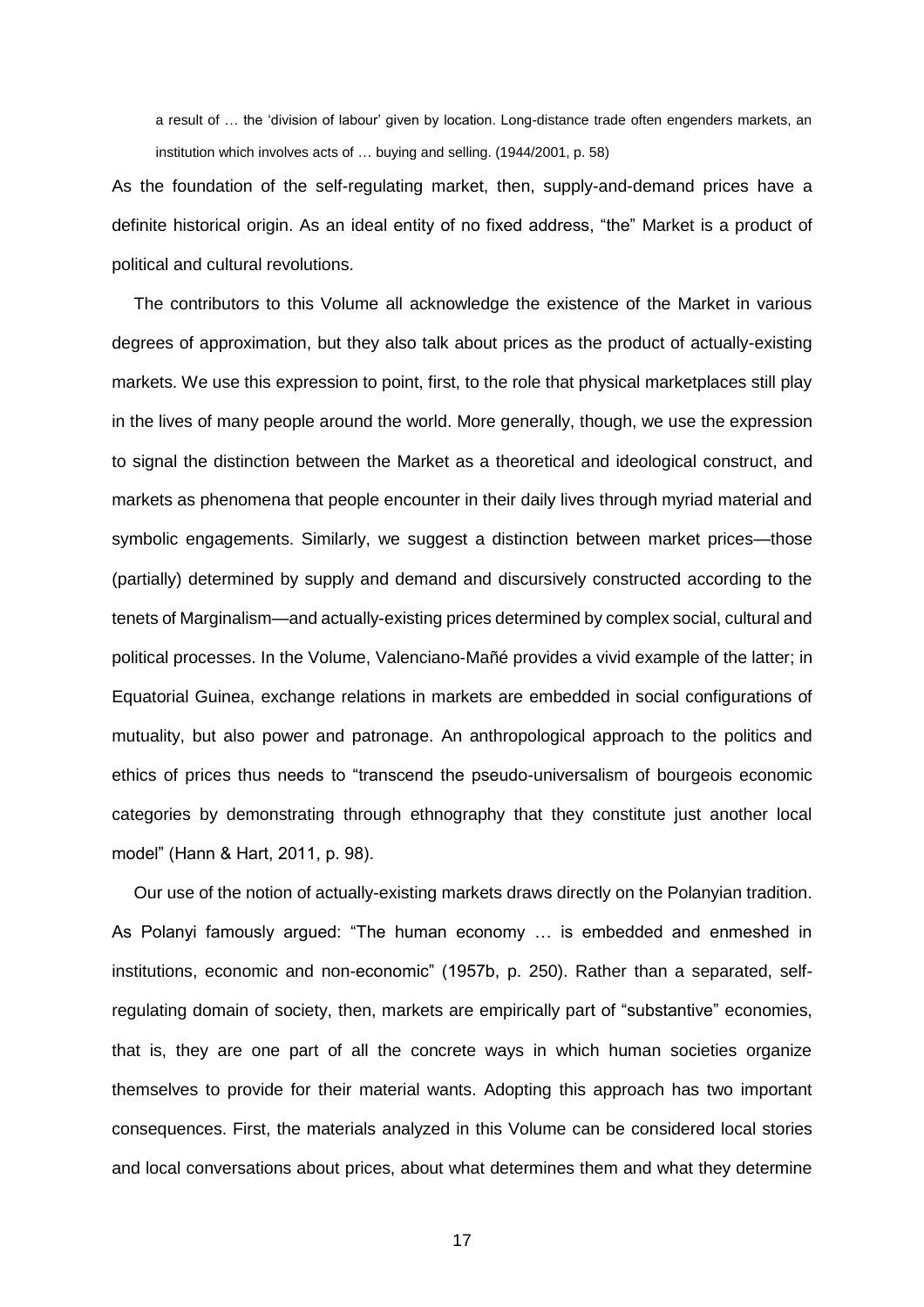> a result of … the 'division of labour' given by location. Long-distance trade often engenders markets, an institution which involves acts of … buying and selling. (1944/2001, p. 58)

As the foundation of the self-regulating market, then, supply-and-demand prices have a definite historical origin. As an ideal entity of no fixed address, "the" Market is a product of political and cultural revolutions.

The contributors to this Volume all acknowledge the existence of the Market in various degrees of approximation, but they also talk about prices as the product of actually-existing markets. We use this expression to point, first, to the role that physical marketplaces still play in the lives of many people around the world. More generally, though, we use the expression to signal the distinction between the Market as a theoretical and ideological construct, and markets as phenomena that people encounter in their daily lives through myriad material and symbolic engagements. Similarly, we suggest a distinction between market prices—those (partially) determined by supply and demand and discursively constructed according to the tenets of Marginalism—and actually-existing prices determined by complex social, cultural and political processes. In the Volume, Valenciano-Mañé provides a vivid example of the latter; in Equatorial Guinea, exchange relations in markets are embedded in social configurations of mutuality, but also power and patronage. An anthropological approach to the politics and ethics of prices thus needs to "transcend the pseudo-universalism of bourgeois economic categories by demonstrating through ethnography that they constitute just another local model" (Hann & Hart, 2011, p. 98).

Our use of the notion of actually-existing markets draws directly on the Polanyian tradition. As Polanyi famously argued: "The human economy … is embedded and enmeshed in institutions, economic and non-economic" (1957b, p. 250). Rather than a separated, self-regulating domain of society, then, markets are empirically part of "substantive" economies, that is, they are one part of all the concrete ways in which human societies organize themselves to provide for their material wants. Adopting this approach has two important consequences. First, the materials analyzed in this Volume can be considered local stories and local conversations about prices, about what determines them and what they determine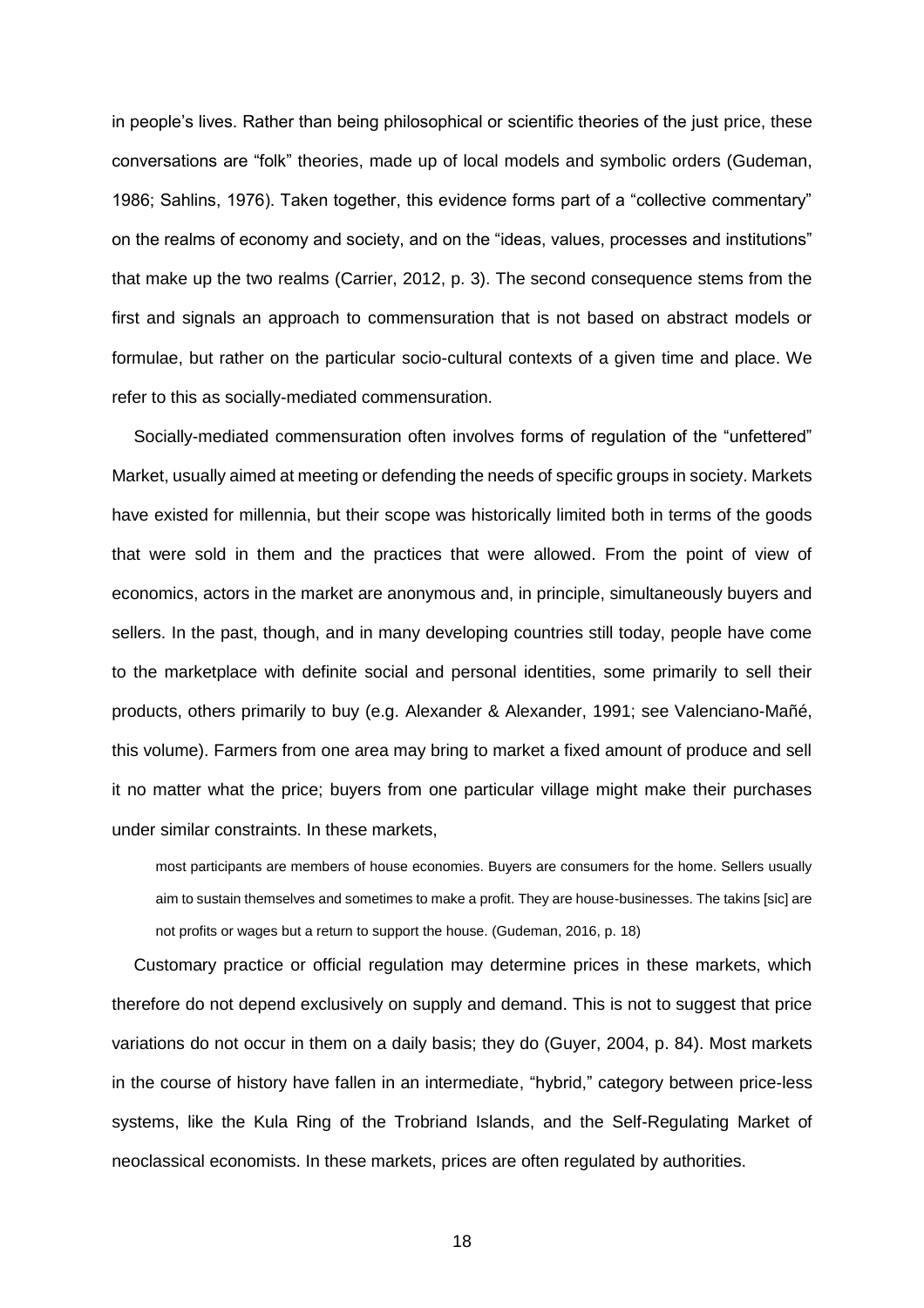in people's lives. Rather than being philosophical or scientific theories of the just price, these conversations are "folk" theories, made up of local models and symbolic orders (Gudeman, 1986; Sahlins, 1976). Taken together, this evidence forms part of a "collective commentary" on the realms of economy and society, and on the "ideas, values, processes and institutions" that make up the two realms (Carrier, 2012, p. 3). The second consequence stems from the first and signals an approach to commensuration that is not based on abstract models or formulae, but rather on the particular socio-cultural contexts of a given time and place. We refer to this as socially-mediated commensuration.

Socially-mediated commensuration often involves forms of regulation of the "unfettered" Market, usually aimed at meeting or defending the needs of specific groups in society. Markets have existed for millennia, but their scope was historically limited both in terms of the goods that were sold in them and the practices that were allowed. From the point of view of economics, actors in the market are anonymous and, in principle, simultaneously buyers and sellers. In the past, though, and in many developing countries still today, people have come to the marketplace with definite social and personal identities, some primarily to sell their products, others primarily to buy (e.g. Alexander & Alexander, 1991; see Valenciano-Mañé, this volume). Farmers from one area may bring to market a fixed amount of produce and sell it no matter what the price; buyers from one particular village might make their purchases under similar constraints. In these markets,

> most participants are members of house economies. Buyers are consumers for the home. Sellers usually aim to sustain themselves and sometimes to make a profit. They are house-businesses. The takins [sic] are not profits or wages but a return to support the house. (Gudeman, 2016, p. 18)

Customary practice or official regulation may determine prices in these markets, which therefore do not depend exclusively on supply and demand. This is not to suggest that price variations do not occur in them on a daily basis; they do (Guyer, 2004, p. 84). Most markets in the course of history have fallen in an intermediate, "hybrid," category between price-less systems, like the Kula Ring of the Trobriand Islands, and the Self-Regulating Market of neoclassical economists. In these markets, prices are often regulated by authorities.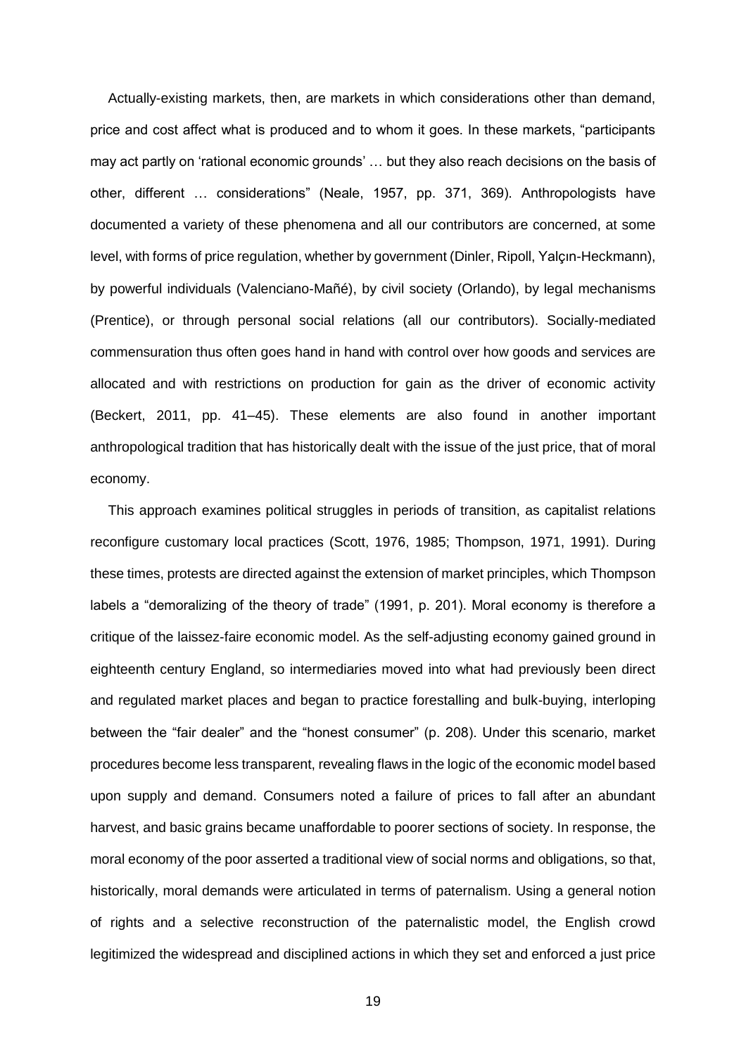Actually-existing markets, then, are markets in which considerations other than demand, price and cost affect what is produced and to whom it goes. In these markets, "participants may act partly on 'rational economic grounds' … but they also reach decisions on the basis of other, different … considerations" (Neale, 1957, pp. 371, 369). Anthropologists have documented a variety of these phenomena and all our contributors are concerned, at some level, with forms of price regulation, whether by government (Dinler, Ripoll, Yalçın-Heckmann), by powerful individuals (Valenciano-Mañé), by civil society (Orlando), by legal mechanisms (Prentice), or through personal social relations (all our contributors). Socially-mediated commensuration thus often goes hand in hand with control over how goods and services are allocated and with restrictions on production for gain as the driver of economic activity (Beckert, 2011, pp. 41–45). These elements are also found in another important anthropological tradition that has historically dealt with the issue of the just price, that of moral economy.

This approach examines political struggles in periods of transition, as capitalist relations reconfigure customary local practices (Scott, 1976, 1985; Thompson, 1971, 1991). During these times, protests are directed against the extension of market principles, which Thompson labels a "demoralizing of the theory of trade" (1991, p. 201). Moral economy is therefore a critique of the laissez-faire economic model. As the self-adjusting economy gained ground in eighteenth century England, so intermediaries moved into what had previously been direct and regulated market places and began to practice forestalling and bulk-buying, interloping between the "fair dealer" and the "honest consumer" (p. 208). Under this scenario, market procedures become less transparent, revealing flaws in the logic of the economic model based upon supply and demand. Consumers noted a failure of prices to fall after an abundant harvest, and basic grains became unaffordable to poorer sections of society. In response, the moral economy of the poor asserted a traditional view of social norms and obligations, so that, historically, moral demands were articulated in terms of paternalism. Using a general notion of rights and a selective reconstruction of the paternalistic model, the English crowd legitimized the widespread and disciplined actions in which they set and enforced a just price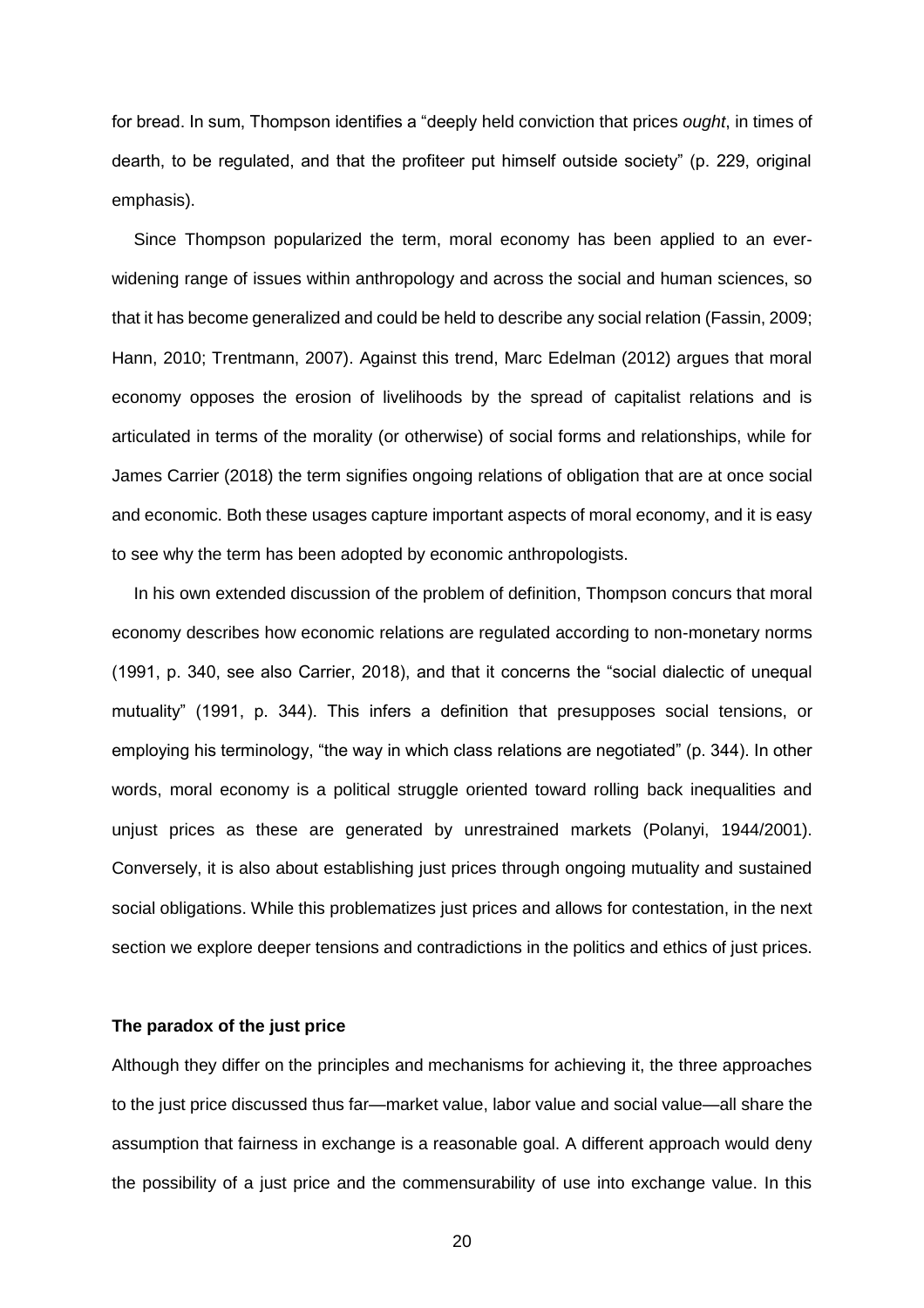for bread. In sum, Thompson identifies a "deeply held conviction that prices *ought*, in times of dearth, to be regulated, and that the profiteer put himself outside society" (p. 229, original emphasis).

Since Thompson popularized the term, moral economy has been applied to an ever-widening range of issues within anthropology and across the social and human sciences, so that it has become generalized and could be held to describe any social relation (Fassin, 2009; Hann, 2010; Trentmann, 2007). Against this trend, Marc Edelman (2012) argues that moral economy opposes the erosion of livelihoods by the spread of capitalist relations and is articulated in terms of the morality (or otherwise) of social forms and relationships, while for James Carrier (2018) the term signifies ongoing relations of obligation that are at once social and economic. Both these usages capture important aspects of moral economy, and it is easy to see why the term has been adopted by economic anthropologists.

In his own extended discussion of the problem of definition, Thompson concurs that moral economy describes how economic relations are regulated according to non-monetary norms (1991, p. 340, see also Carrier, 2018), and that it concerns the "social dialectic of unequal mutuality" (1991, p. 344). This infers a definition that presupposes social tensions, or employing his terminology, "the way in which class relations are negotiated" (p. 344). In other words, moral economy is a political struggle oriented toward rolling back inequalities and unjust prices as these are generated by unrestrained markets (Polanyi, 1944/2001). Conversely, it is also about establishing just prices through ongoing mutuality and sustained social obligations. While this problematizes just prices and allows for contestation, in the next section we explore deeper tensions and contradictions in the politics and ethics of just prices.

**The paradox of the just price**

Although they differ on the principles and mechanisms for achieving it, the three approaches to the just price discussed thus far—market value, labor value and social value—all share the assumption that fairness in exchange is a reasonable goal. A different approach would deny the possibility of a just price and the commensurability of use into exchange value. In this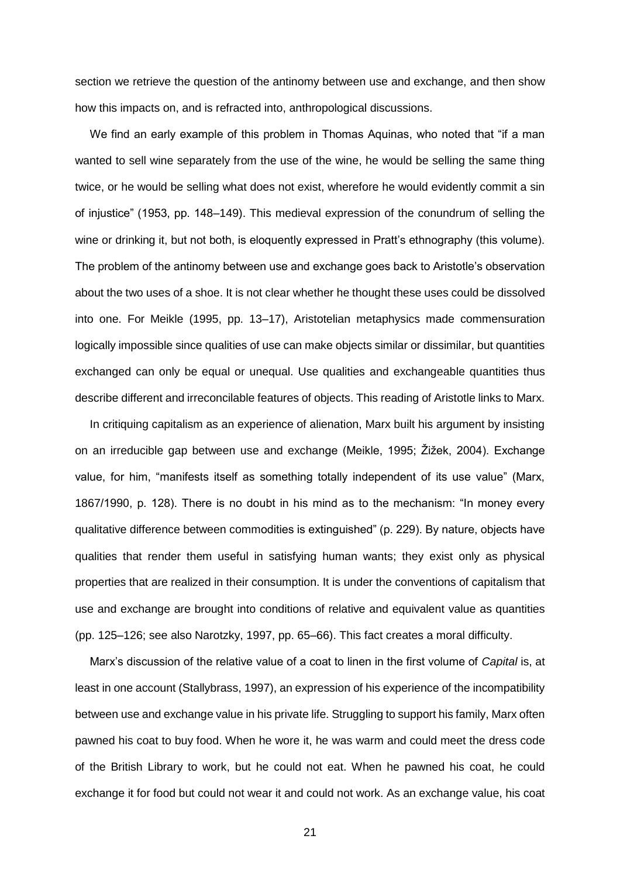section we retrieve the question of the antinomy between use and exchange, and then show how this impacts on, and is refracted into, anthropological discussions.

We find an early example of this problem in Thomas Aquinas, who noted that "if a man wanted to sell wine separately from the use of the wine, he would be selling the same thing twice, or he would be selling what does not exist, wherefore he would evidently commit a sin of injustice" (1953, pp. 148–149). This medieval expression of the conundrum of selling the wine or drinking it, but not both, is eloquently expressed in Pratt's ethnography (this volume). The problem of the antinomy between use and exchange goes back to Aristotle's observation about the two uses of a shoe. It is not clear whether he thought these uses could be dissolved into one. For Meikle (1995, pp. 13–17), Aristotelian metaphysics made commensuration logically impossible since qualities of use can make objects similar or dissimilar, but quantities exchanged can only be equal or unequal. Use qualities and exchangeable quantities thus describe different and irreconcilable features of objects. This reading of Aristotle links to Marx.

In critiquing capitalism as an experience of alienation, Marx built his argument by insisting on an irreducible gap between use and exchange (Meikle, 1995; Žižek, 2004). Exchange value, for him, "manifests itself as something totally independent of its use value" (Marx, 1867/1990, p. 128). There is no doubt in his mind as to the mechanism: "In money every qualitative difference between commodities is extinguished" (p. 229). By nature, objects have qualities that render them useful in satisfying human wants; they exist only as physical properties that are realized in their consumption. It is under the conventions of capitalism that use and exchange are brought into conditions of relative and equivalent value as quantities (pp. 125–126; see also Narotzky, 1997, pp. 65–66). This fact creates a moral difficulty.

Marx's discussion of the relative value of a coat to linen in the first volume of *Capital* is, at least in one account (Stallybrass, 1997), an expression of his experience of the incompatibility between use and exchange value in his private life. Struggling to support his family, Marx often pawned his coat to buy food. When he wore it, he was warm and could meet the dress code of the British Library to work, but he could not eat. When he pawned his coat, he could exchange it for food but could not wear it and could not work. As an exchange value, his coat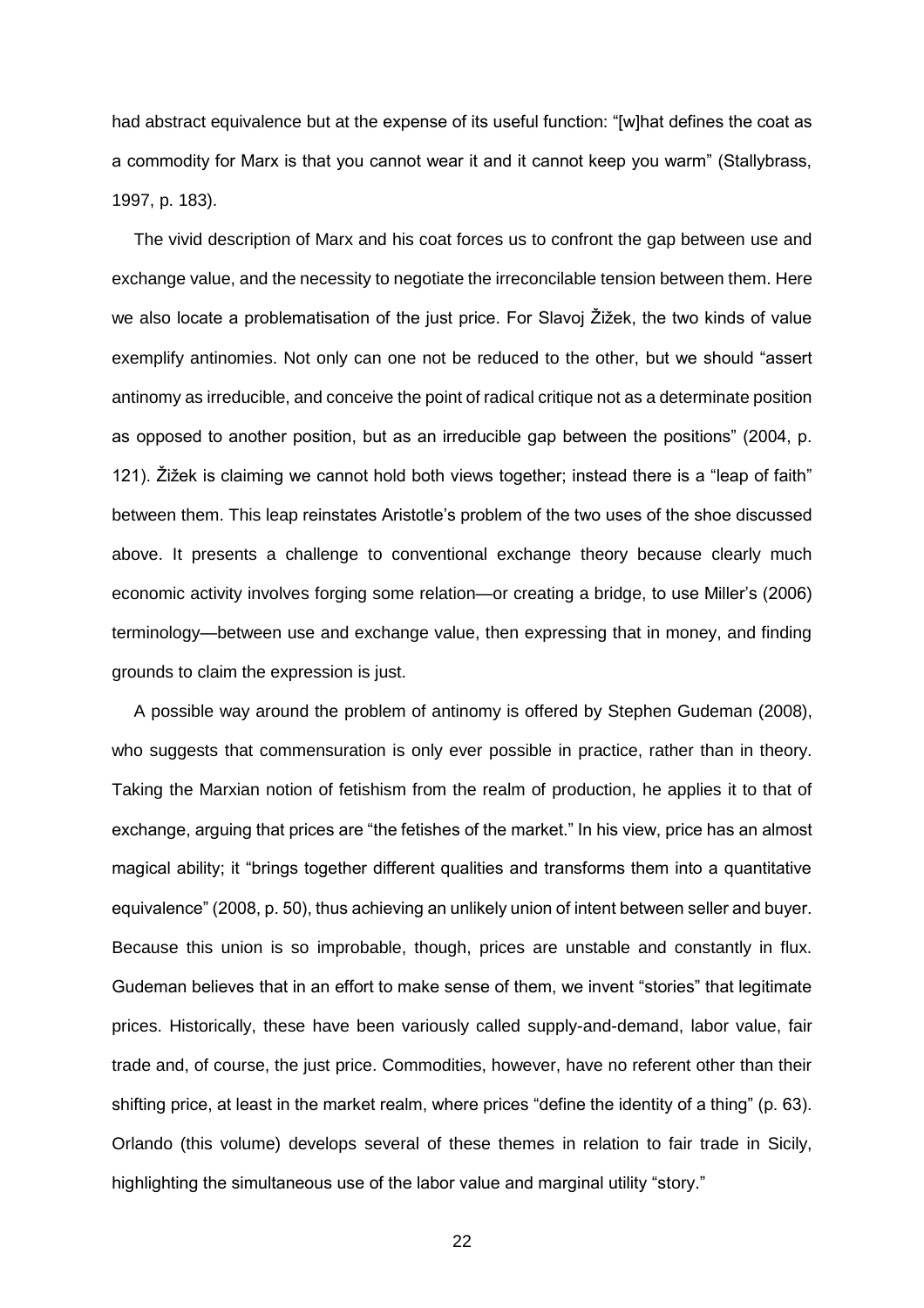had abstract equivalence but at the expense of its useful function: "[w]hat defines the coat as a commodity for Marx is that you cannot wear it and it cannot keep you warm" (Stallybrass, 1997, p. 183).

The vivid description of Marx and his coat forces us to confront the gap between use and exchange value, and the necessity to negotiate the irreconcilable tension between them. Here we also locate a problematisation of the just price. For Slavoj Žižek, the two kinds of value exemplify antinomies. Not only can one not be reduced to the other, but we should "assert antinomy as irreducible, and conceive the point of radical critique not as a determinate position as opposed to another position, but as an irreducible gap between the positions" (2004, p. 121). Žižek is claiming we cannot hold both views together; instead there is a "leap of faith" between them. This leap reinstates Aristotle's problem of the two uses of the shoe discussed above. It presents a challenge to conventional exchange theory because clearly much economic activity involves forging some relation—or creating a bridge, to use Miller's (2006) terminology—between use and exchange value, then expressing that in money, and finding grounds to claim the expression is just.

A possible way around the problem of antinomy is offered by Stephen Gudeman (2008), who suggests that commensuration is only ever possible in practice, rather than in theory. Taking the Marxian notion of fetishism from the realm of production, he applies it to that of exchange, arguing that prices are "the fetishes of the market." In his view, price has an almost magical ability; it "brings together different qualities and transforms them into a quantitative equivalence" (2008, p. 50), thus achieving an unlikely union of intent between seller and buyer. Because this union is so improbable, though, prices are unstable and constantly in flux. Gudeman believes that in an effort to make sense of them, we invent "stories" that legitimate prices. Historically, these have been variously called supply-and-demand, labor value, fair trade and, of course, the just price. Commodities, however, have no referent other than their shifting price, at least in the market realm, where prices "define the identity of a thing" (p. 63). Orlando (this volume) develops several of these themes in relation to fair trade in Sicily, highlighting the simultaneous use of the labor value and marginal utility "story."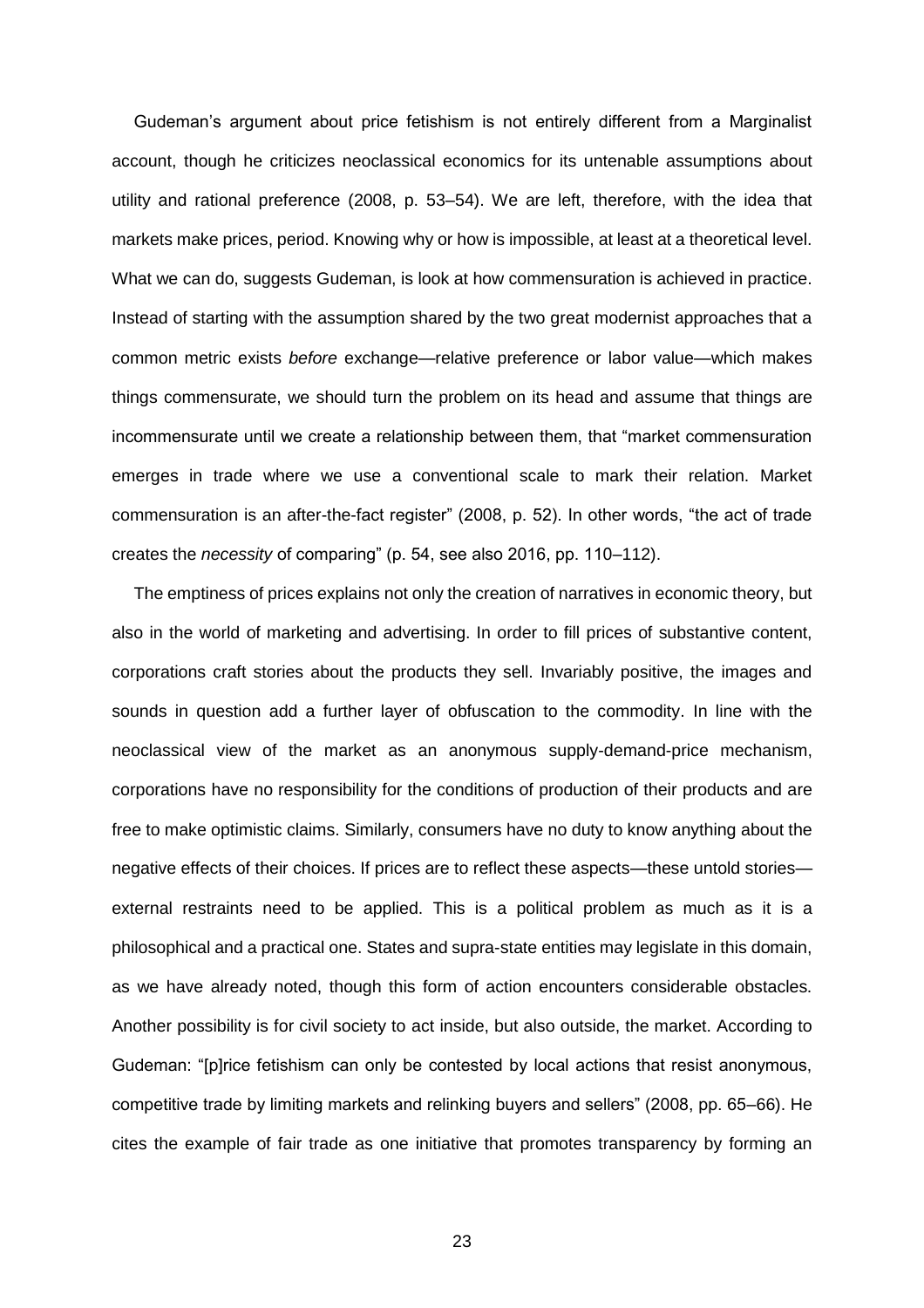Gudeman's argument about price fetishism is not entirely different from a Marginalist account, though he criticizes neoclassical economics for its untenable assumptions about utility and rational preference (2008, p. 53–54). We are left, therefore, with the idea that markets make prices, period. Knowing why or how is impossible, at least at a theoretical level. What we can do, suggests Gudeman, is look at how commensuration is achieved in practice. Instead of starting with the assumption shared by the two great modernist approaches that a common metric exists *before* exchange—relative preference or labor value—which makes things commensurate, we should turn the problem on its head and assume that things are incommensurate until we create a relationship between them, that "market commensuration emerges in trade where we use a conventional scale to mark their relation. Market commensuration is an after-the-fact register" (2008, p. 52). In other words, "the act of trade creates the *necessity* of comparing" (p. 54, see also 2016, pp. 110–112).

The emptiness of prices explains not only the creation of narratives in economic theory, but also in the world of marketing and advertising. In order to fill prices of substantive content, corporations craft stories about the products they sell. Invariably positive, the images and sounds in question add a further layer of obfuscation to the commodity. In line with the neoclassical view of the market as an anonymous supply-demand-price mechanism, corporations have no responsibility for the conditions of production of their products and are free to make optimistic claims. Similarly, consumers have no duty to know anything about the negative effects of their choices. If prices are to reflect these aspects—these untold stories—external restraints need to be applied. This is a political problem as much as it is a philosophical and a practical one. States and supra-state entities may legislate in this domain, as we have already noted, though this form of action encounters considerable obstacles. Another possibility is for civil society to act inside, but also outside, the market. According to Gudeman: "[p]rice fetishism can only be contested by local actions that resist anonymous, competitive trade by limiting markets and relinking buyers and sellers" (2008, pp. 65–66). He cites the example of fair trade as one initiative that promotes transparency by forming an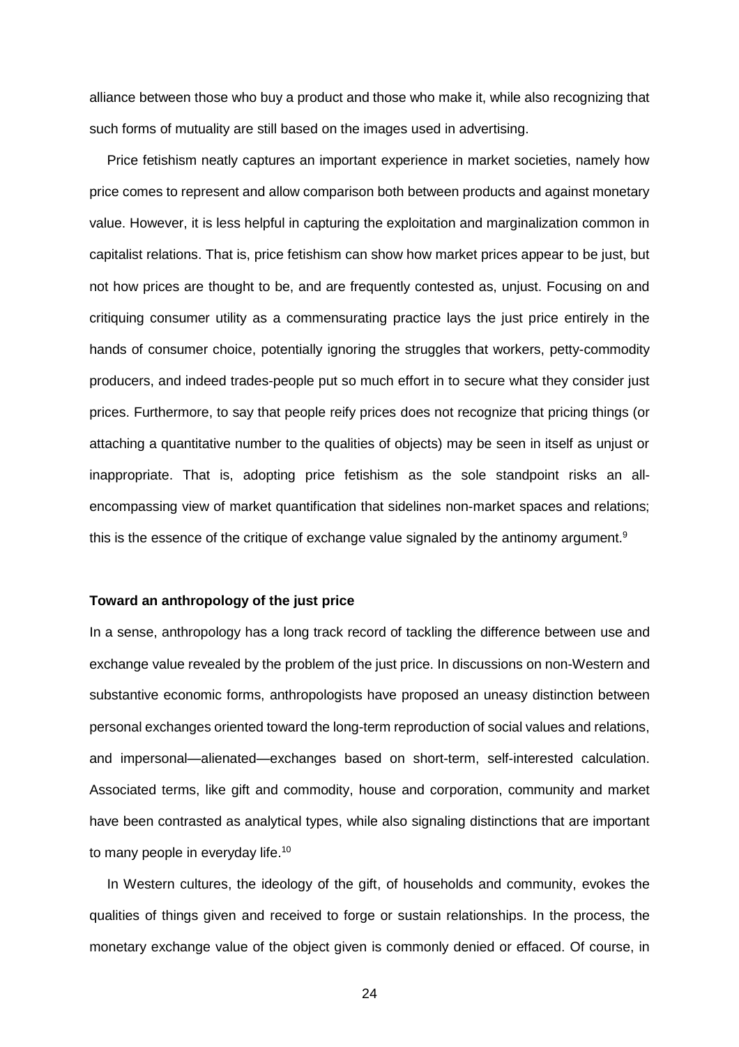alliance between those who buy a product and those who make it, while also recognizing that such forms of mutuality are still based on the images used in advertising.

Price fetishism neatly captures an important experience in market societies, namely how price comes to represent and allow comparison both between products and against monetary value. However, it is less helpful in capturing the exploitation and marginalization common in capitalist relations. That is, price fetishism can show how market prices appear to be just, but not how prices are thought to be, and are frequently contested as, unjust. Focusing on and critiquing consumer utility as a commensurating practice lays the just price entirely in the hands of consumer choice, potentially ignoring the struggles that workers, petty-commodity producers, and indeed trades-people put so much effort in to secure what they consider just prices. Furthermore, to say that people reify prices does not recognize that pricing things (or attaching a quantitative number to the qualities of objects) may be seen in itself as unjust or inappropriate. That is, adopting price fetishism as the sole standpoint risks an all-encompassing view of market quantification that sidelines non-market spaces and relations; this is the essence of the critique of exchange value signaled by the antinomy argument.[9]

### Toward an anthropology of the just price

In a sense, anthropology has a long track record of tackling the difference between use and exchange value revealed by the problem of the just price. In discussions on non-Western and substantive economic forms, anthropologists have proposed an uneasy distinction between personal exchanges oriented toward the long-term reproduction of social values and relations, and impersonal—alienated—exchanges based on short-term, self-interested calculation. Associated terms, like gift and commodity, house and corporation, community and market have been contrasted as analytical types, while also signaling distinctions that are important to many people in everyday life.[10]

In Western cultures, the ideology of the gift, of households and community, evokes the qualities of things given and received to forge or sustain relationships. In the process, the monetary exchange value of the object given is commonly denied or effaced. Of course, in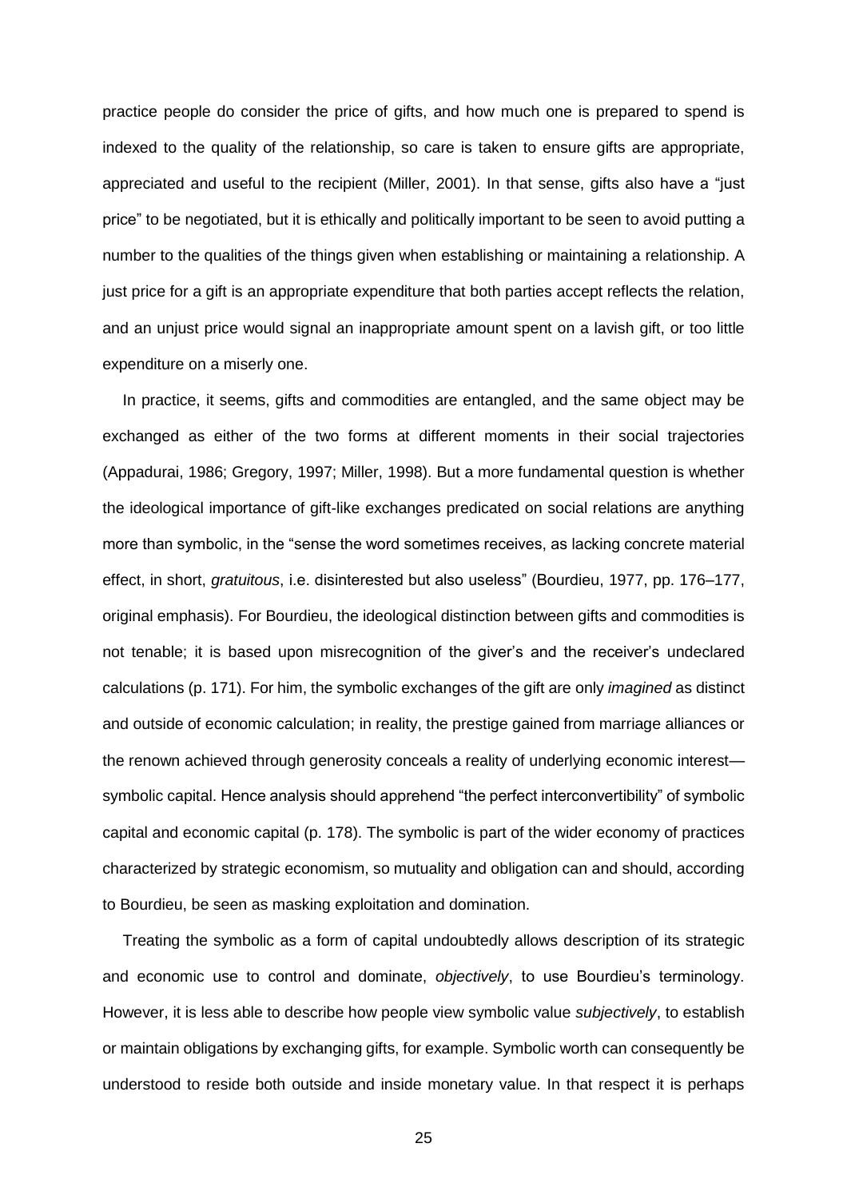practice people do consider the price of gifts, and how much one is prepared to spend is indexed to the quality of the relationship, so care is taken to ensure gifts are appropriate, appreciated and useful to the recipient (Miller, 2001). In that sense, gifts also have a "just price" to be negotiated, but it is ethically and politically important to be seen to avoid putting a number to the qualities of the things given when establishing or maintaining a relationship. A just price for a gift is an appropriate expenditure that both parties accept reflects the relation, and an unjust price would signal an inappropriate amount spent on a lavish gift, or too little expenditure on a miserly one.

In practice, it seems, gifts and commodities are entangled, and the same object may be exchanged as either of the two forms at different moments in their social trajectories (Appadurai, 1986; Gregory, 1997; Miller, 1998). But a more fundamental question is whether the ideological importance of gift-like exchanges predicated on social relations are anything more than symbolic, in the "sense the word sometimes receives, as lacking concrete material effect, in short, *gratuitous*, i.e. disinterested but also useless" (Bourdieu, 1977, pp. 176–177, original emphasis). For Bourdieu, the ideological distinction between gifts and commodities is not tenable; it is based upon misrecognition of the giver's and the receiver's undeclared calculations (p. 171). For him, the symbolic exchanges of the gift are only *imagined* as distinct and outside of economic calculation; in reality, the prestige gained from marriage alliances or the renown achieved through generosity conceals a reality of underlying economic interest—symbolic capital. Hence analysis should apprehend "the perfect interconvertibility" of symbolic capital and economic capital (p. 178). The symbolic is part of the wider economy of practices characterized by strategic economism, so mutuality and obligation can and should, according to Bourdieu, be seen as masking exploitation and domination.

Treating the symbolic as a form of capital undoubtedly allows description of its strategic and economic use to control and dominate, *objectively*, to use Bourdieu's terminology. However, it is less able to describe how people view symbolic value *subjectively*, to establish or maintain obligations by exchanging gifts, for example. Symbolic worth can consequently be understood to reside both outside and inside monetary value. In that respect it is perhaps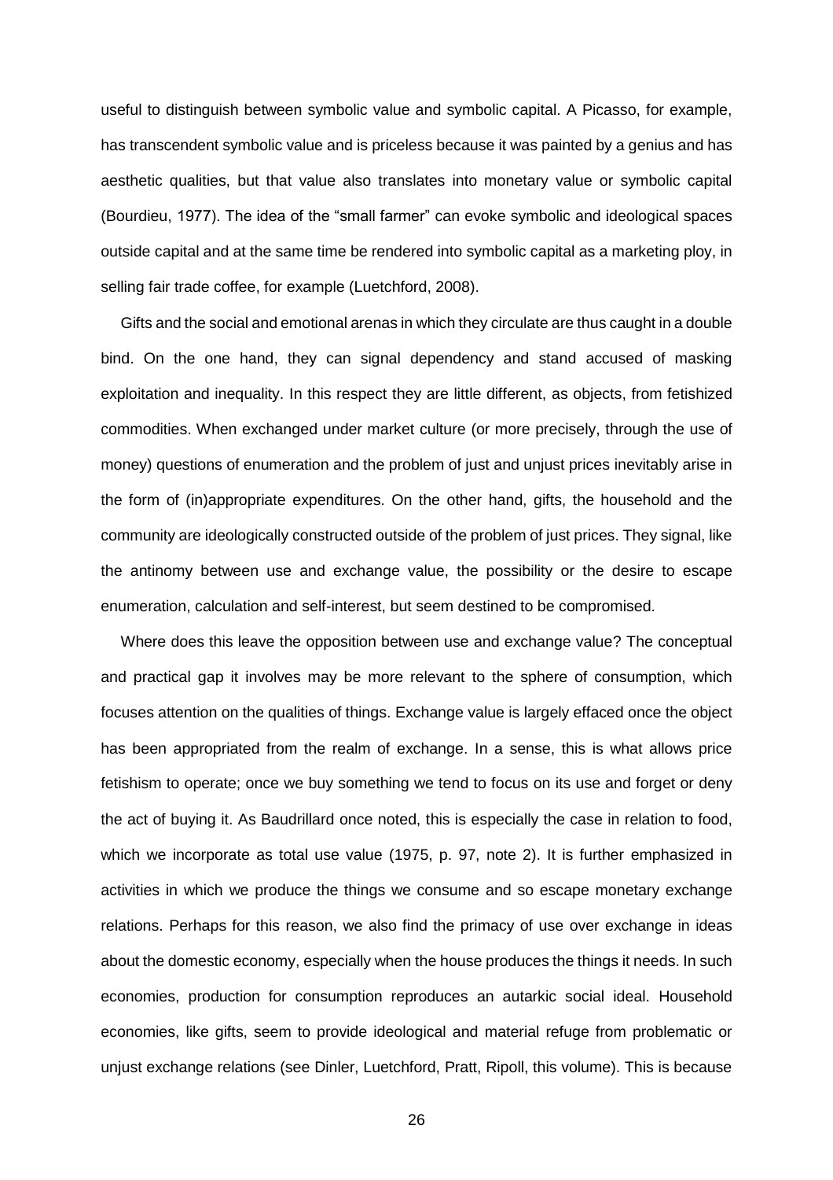useful to distinguish between symbolic value and symbolic capital. A Picasso, for example, has transcendent symbolic value and is priceless because it was painted by a genius and has aesthetic qualities, but that value also translates into monetary value or symbolic capital (Bourdieu, 1977). The idea of the "small farmer" can evoke symbolic and ideological spaces outside capital and at the same time be rendered into symbolic capital as a marketing ploy, in selling fair trade coffee, for example (Luetchford, 2008).

Gifts and the social and emotional arenas in which they circulate are thus caught in a double bind. On the one hand, they can signal dependency and stand accused of masking exploitation and inequality. In this respect they are little different, as objects, from fetishized commodities. When exchanged under market culture (or more precisely, through the use of money) questions of enumeration and the problem of just and unjust prices inevitably arise in the form of (in)appropriate expenditures. On the other hand, gifts, the household and the community are ideologically constructed outside of the problem of just prices. They signal, like the antinomy between use and exchange value, the possibility or the desire to escape enumeration, calculation and self-interest, but seem destined to be compromised.

Where does this leave the opposition between use and exchange value? The conceptual and practical gap it involves may be more relevant to the sphere of consumption, which focuses attention on the qualities of things. Exchange value is largely effaced once the object has been appropriated from the realm of exchange. In a sense, this is what allows price fetishism to operate; once we buy something we tend to focus on its use and forget or deny the act of buying it. As Baudrillard once noted, this is especially the case in relation to food, which we incorporate as total use value (1975, p. 97, note 2). It is further emphasized in activities in which we produce the things we consume and so escape monetary exchange relations. Perhaps for this reason, we also find the primacy of use over exchange in ideas about the domestic economy, especially when the house produces the things it needs. In such economies, production for consumption reproduces an autarkic social ideal. Household economies, like gifts, seem to provide ideological and material refuge from problematic or unjust exchange relations (see Dinler, Luetchford, Pratt, Ripoll, this volume). This is because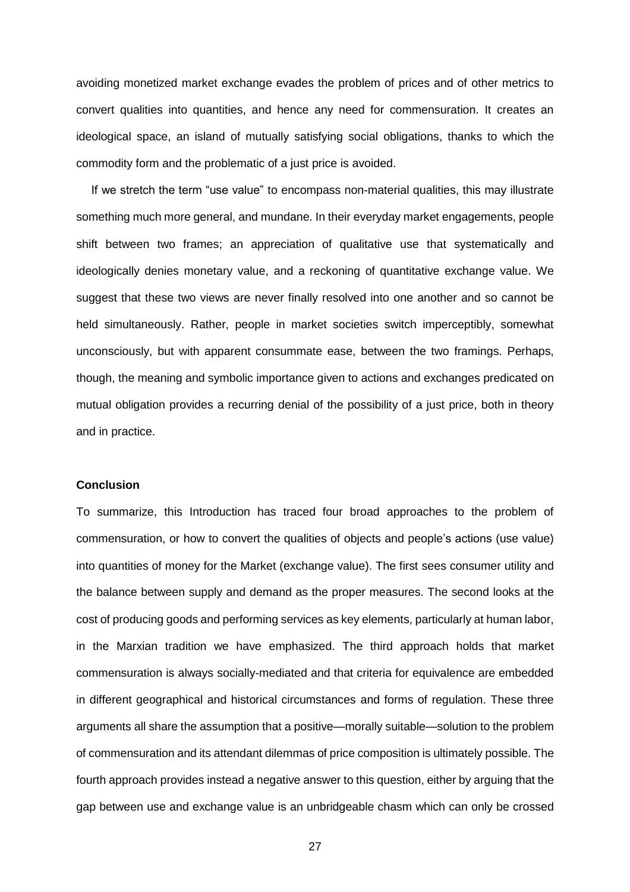avoiding monetized market exchange evades the problem of prices and of other metrics to convert qualities into quantities, and hence any need for commensuration. It creates an ideological space, an island of mutually satisfying social obligations, thanks to which the commodity form and the problematic of a just price is avoided.

If we stretch the term "use value" to encompass non-material qualities, this may illustrate something much more general, and mundane. In their everyday market engagements, people shift between two frames; an appreciation of qualitative use that systematically and ideologically denies monetary value, and a reckoning of quantitative exchange value. We suggest that these two views are never finally resolved into one another and so cannot be held simultaneously. Rather, people in market societies switch imperceptibly, somewhat unconsciously, but with apparent consummate ease, between the two framings. Perhaps, though, the meaning and symbolic importance given to actions and exchanges predicated on mutual obligation provides a recurring denial of the possibility of a just price, both in theory and in practice.

## Conclusion

To summarize, this Introduction has traced four broad approaches to the problem of commensuration, or how to convert the qualities of objects and people's actions (use value) into quantities of money for the Market (exchange value). The first sees consumer utility and the balance between supply and demand as the proper measures. The second looks at the cost of producing goods and performing services as key elements, particularly at human labor, in the Marxian tradition we have emphasized. The third approach holds that market commensuration is always socially-mediated and that criteria for equivalence are embedded in different geographical and historical circumstances and forms of regulation. These three arguments all share the assumption that a positive—morally suitable—solution to the problem of commensuration and its attendant dilemmas of price composition is ultimately possible. The fourth approach provides instead a negative answer to this question, either by arguing that the gap between use and exchange value is an unbridgeable chasm which can only be crossed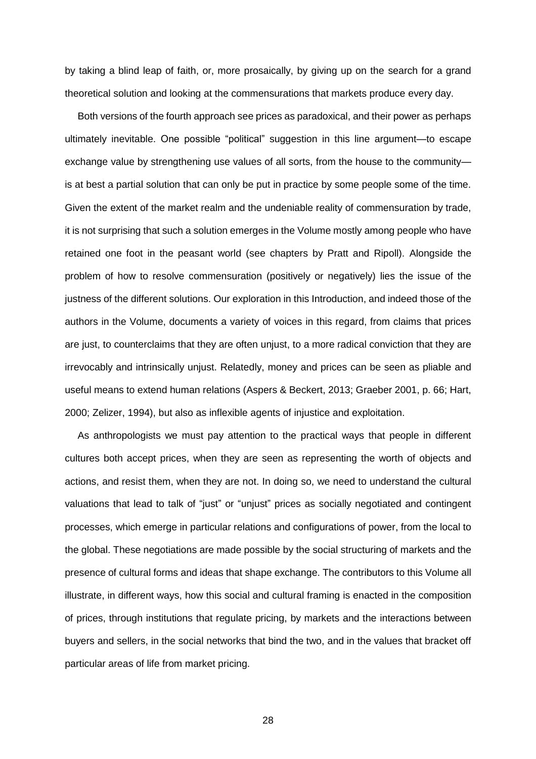by taking a blind leap of faith, or, more prosaically, by giving up on the search for a grand theoretical solution and looking at the commensurations that markets produce every day.

Both versions of the fourth approach see prices as paradoxical, and their power as perhaps ultimately inevitable. One possible "political" suggestion in this line argument—to escape exchange value by strengthening use values of all sorts, from the house to the community—is at best a partial solution that can only be put in practice by some people some of the time. Given the extent of the market realm and the undeniable reality of commensuration by trade, it is not surprising that such a solution emerges in the Volume mostly among people who have retained one foot in the peasant world (see chapters by Pratt and Ripoll). Alongside the problem of how to resolve commensuration (positively or negatively) lies the issue of the justness of the different solutions. Our exploration in this Introduction, and indeed those of the authors in the Volume, documents a variety of voices in this regard, from claims that prices are just, to counterclaims that they are often unjust, to a more radical conviction that they are irrevocably and intrinsically unjust. Relatedly, money and prices can be seen as pliable and useful means to extend human relations (Aspers & Beckert, 2013; Graeber 2001, p. 66; Hart, 2000; Zelizer, 1994), but also as inflexible agents of injustice and exploitation.

As anthropologists we must pay attention to the practical ways that people in different cultures both accept prices, when they are seen as representing the worth of objects and actions, and resist them, when they are not. In doing so, we need to understand the cultural valuations that lead to talk of "just" or "unjust" prices as socially negotiated and contingent processes, which emerge in particular relations and configurations of power, from the local to the global. These negotiations are made possible by the social structuring of markets and the presence of cultural forms and ideas that shape exchange. The contributors to this Volume all illustrate, in different ways, how this social and cultural framing is enacted in the composition of prices, through institutions that regulate pricing, by markets and the interactions between buyers and sellers, in the social networks that bind the two, and in the values that bracket off particular areas of life from market pricing.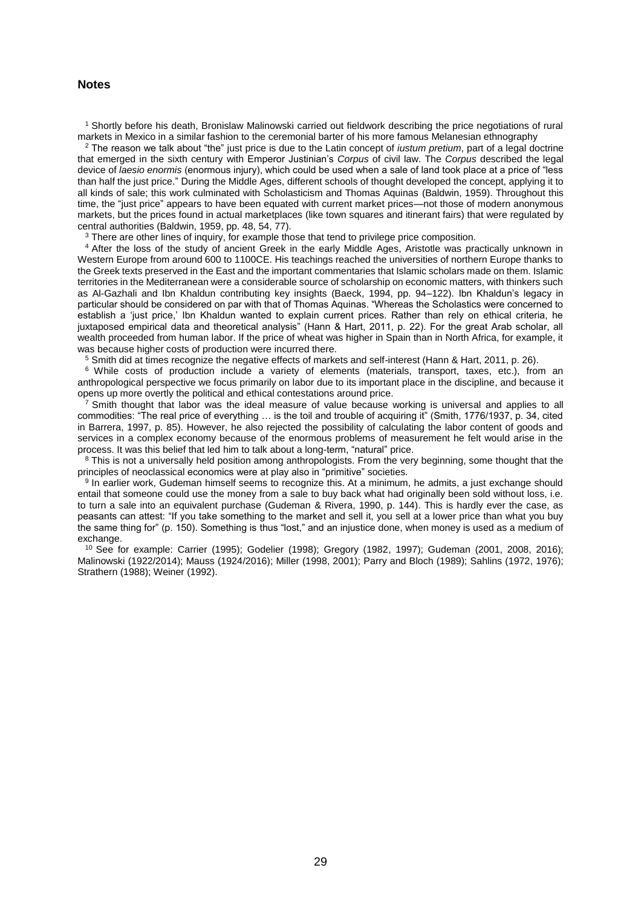## Notes

[1] Shortly before his death, Bronislaw Malinowski carried out fieldwork describing the price negotiations of rural markets in Mexico in a similar fashion to the ceremonial barter of his more famous Melanesian ethnography

[2] The reason we talk about "the" just price is due to the Latin concept of *iustum pretium*, part of a legal doctrine that emerged in the sixth century with Emperor Justinian's *Corpus* of civil law. The *Corpus* described the legal device of *laesio enormis* (enormous injury), which could be used when a sale of land took place at a price of "less than half the just price." During the Middle Ages, different schools of thought developed the concept, applying it to all kinds of sale; this work culminated with Scholasticism and Thomas Aquinas (Baldwin, 1959). Throughout this time, the "just price" appears to have been equated with current market prices—not those of modern anonymous markets, but the prices found in actual marketplaces (like town squares and itinerant fairs) that were regulated by central authorities (Baldwin, 1959, pp. 48, 54, 77).

[3] There are other lines of inquiry, for example those that tend to privilege price composition.

[4] After the loss of the study of ancient Greek in the early Middle Ages, Aristotle was practically unknown in Western Europe from around 600 to 1100CE. His teachings reached the universities of northern Europe thanks to the Greek texts preserved in the East and the important commentaries that Islamic scholars made on them. Islamic territories in the Mediterranean were a considerable source of scholarship on economic matters, with thinkers such as Al-Gazhali and Ibn Khaldun contributing key insights (Baeck, 1994, pp. 94–122). Ibn Khaldun's legacy in particular should be considered on par with that of Thomas Aquinas. "Whereas the Scholastics were concerned to establish a 'just price,' Ibn Khaldun wanted to explain current prices. Rather than rely on ethical criteria, he juxtaposed empirical data and theoretical analysis" (Hann & Hart, 2011, p. 22). For the great Arab scholar, all wealth proceeded from human labor. If the price of wheat was higher in Spain than in North Africa, for example, it was because higher costs of production were incurred there.

[5] Smith did at times recognize the negative effects of markets and self-interest (Hann & Hart, 2011, p. 26).

[6] While costs of production include a variety of elements (materials, transport, taxes, etc.), from an anthropological perspective we focus primarily on labor due to its important place in the discipline, and because it opens up more overtly the political and ethical contestations around price.

[7] Smith thought that labor was the ideal measure of value because working is universal and applies to all commodities: "The real price of everything … is the toil and trouble of acquiring it" (Smith, 1776/1937, p. 34, cited in Barrera, 1997, p. 85). However, he also rejected the possibility of calculating the labor content of goods and services in a complex economy because of the enormous problems of measurement he felt would arise in the process. It was this belief that led him to talk about a long-term, "natural" price.

[8] This is not a universally held position among anthropologists. From the very beginning, some thought that the principles of neoclassical economics were at play also in "primitive" societies.

[9] In earlier work, Gudeman himself seems to recognize this. At a minimum, he admits, a just exchange should entail that someone could use the money from a sale to buy back what had originally been sold without loss, i.e. to turn a sale into an equivalent purchase (Gudeman & Rivera, 1990, p. 144). This is hardly ever the case, as peasants can attest: "If you take something to the market and sell it, you sell at a lower price than what you buy the same thing for" (p. 150). Something is thus "lost," and an injustice done, when money is used as a medium of exchange.

[10] See for example: Carrier (1995); Godelier (1998); Gregory (1982, 1997); Gudeman (2001, 2008, 2016); Malinowski (1922/2014); Mauss (1924/2016); Miller (1998, 2001); Parry and Bloch (1989); Sahlins (1972, 1976); Strathern (1988); Weiner (1992).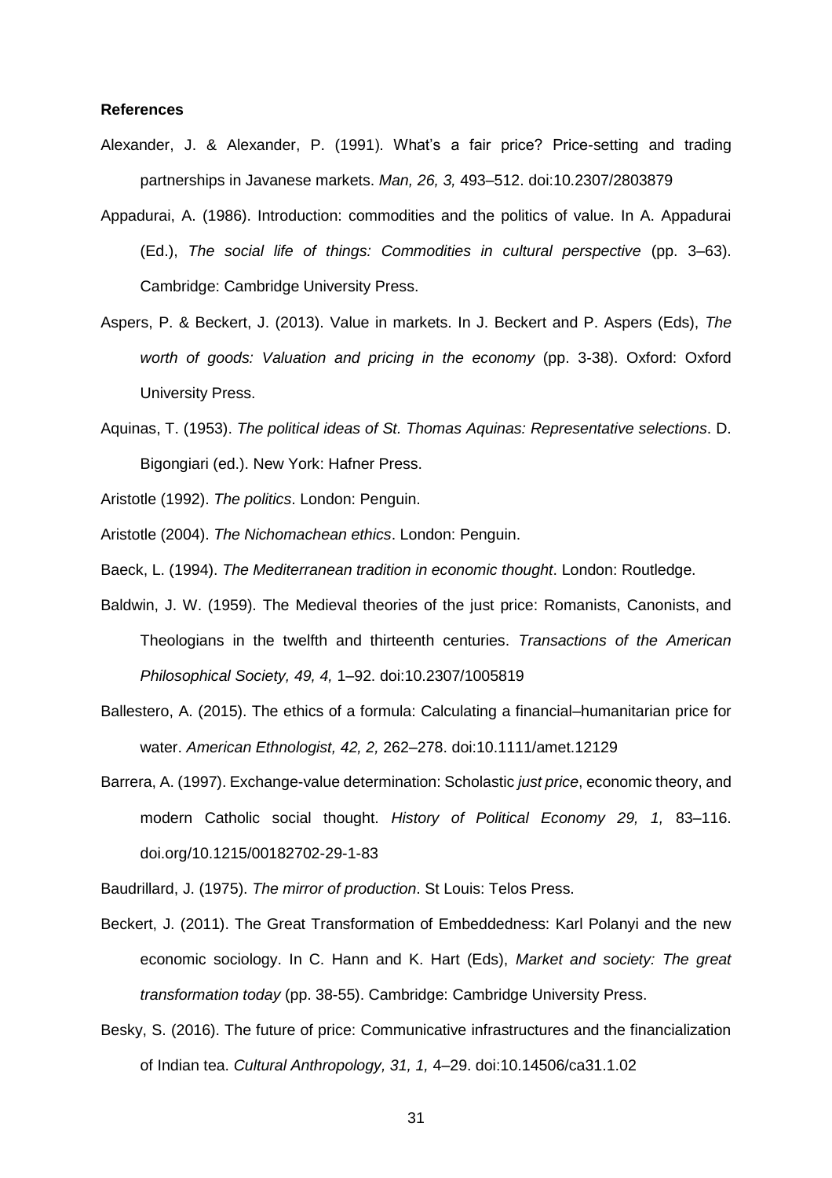**References**

Alexander, J. & Alexander, P. (1991). What's a fair price? Price-setting and trading partnerships in Javanese markets. *Man, 26, 3,* 493–512. doi:10.2307/2803879

Appadurai, A. (1986). Introduction: commodities and the politics of value. In A. Appadurai (Ed.), *The social life of things: Commodities in cultural perspective* (pp. 3–63). Cambridge: Cambridge University Press.

Aspers, P. & Beckert, J. (2013). Value in markets. In J. Beckert and P. Aspers (Eds), *The worth of goods: Valuation and pricing in the economy* (pp. 3-38). Oxford: Oxford University Press.

Aquinas, T. (1953). *The political ideas of St. Thomas Aquinas: Representative selections*. D. Bigongiari (ed.). New York: Hafner Press.

Aristotle (1992). *The politics*. London: Penguin.

Aristotle (2004). *The Nichomachean ethics*. London: Penguin.

Baeck, L. (1994). *The Mediterranean tradition in economic thought*. London: Routledge.

Baldwin, J. W. (1959). The Medieval theories of the just price: Romanists, Canonists, and Theologians in the twelfth and thirteenth centuries. *Transactions of the American Philosophical Society, 49, 4,* 1–92. doi:10.2307/1005819

Ballestero, A. (2015). The ethics of a formula: Calculating a financial–humanitarian price for water. *American Ethnologist, 42, 2,* 262–278. doi:10.1111/amet.12129

Barrera, A. (1997). Exchange-value determination: Scholastic *just price*, economic theory, and modern Catholic social thought. *History of Political Economy 29, 1,* 83–116. doi.org/10.1215/00182702-29-1-83

Baudrillard, J. (1975). *The mirror of production*. St Louis: Telos Press.

Beckert, J. (2011). The Great Transformation of Embeddedness: Karl Polanyi and the new economic sociology. In C. Hann and K. Hart (Eds), *Market and society: The great transformation today* (pp. 38-55). Cambridge: Cambridge University Press.

Besky, S. (2016). The future of price: Communicative infrastructures and the financialization of Indian tea. *Cultural Anthropology, 31, 1,* 4–29. doi:10.14506/ca31.1.02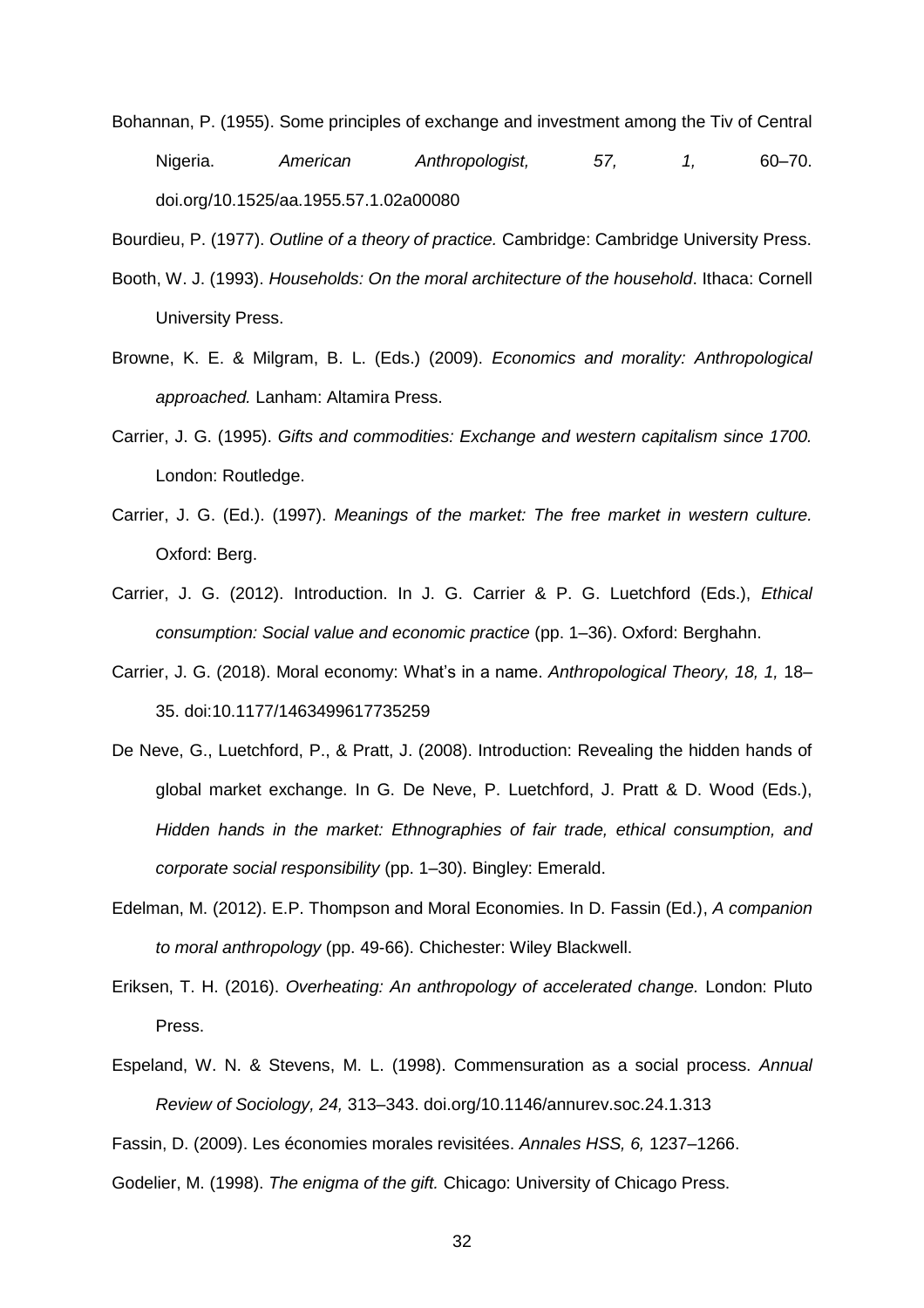Bohannan, P. (1955). Some principles of exchange and investment among the Tiv of Central Nigeria. *American Anthropologist, 57, 1,* 60–70. doi.org/10.1525/aa.1955.57.1.02a00080

Bourdieu, P. (1977). *Outline of a theory of practice.* Cambridge: Cambridge University Press.

Booth, W. J. (1993). *Households: On the moral architecture of the household*. Ithaca: Cornell University Press.

Browne, K. E. & Milgram, B. L. (Eds.) (2009). *Economics and morality: Anthropological approached.* Lanham: Altamira Press.

Carrier, J. G. (1995). *Gifts and commodities: Exchange and western capitalism since 1700.* London: Routledge.

Carrier, J. G. (Ed.). (1997). *Meanings of the market: The free market in western culture.* Oxford: Berg.

Carrier, J. G. (2012). Introduction. In J. G. Carrier & P. G. Luetchford (Eds.), *Ethical consumption: Social value and economic practice* (pp. 1–36). Oxford: Berghahn.

Carrier, J. G. (2018). Moral economy: What's in a name. *Anthropological Theory, 18, 1,* 18–35. doi:10.1177/1463499617735259

De Neve, G., Luetchford, P., & Pratt, J. (2008). Introduction: Revealing the hidden hands of global market exchange. In G. De Neve, P. Luetchford, J. Pratt & D. Wood (Eds.), *Hidden hands in the market: Ethnographies of fair trade, ethical consumption, and corporate social responsibility* (pp. 1–30). Bingley: Emerald.

Edelman, M. (2012). E.P. Thompson and Moral Economies. In D. Fassin (Ed.), *A companion to moral anthropology* (pp. 49-66). Chichester: Wiley Blackwell.

Eriksen, T. H. (2016). *Overheating: An anthropology of accelerated change.* London: Pluto Press.

Espeland, W. N. & Stevens, M. L. (1998). Commensuration as a social process. *Annual Review of Sociology, 24,* 313–343. doi.org/10.1146/annurev.soc.24.1.313

Fassin, D. (2009). Les économies morales revisitées. *Annales HSS, 6,* 1237–1266.

Godelier, M. (1998). *The enigma of the gift.* Chicago: University of Chicago Press.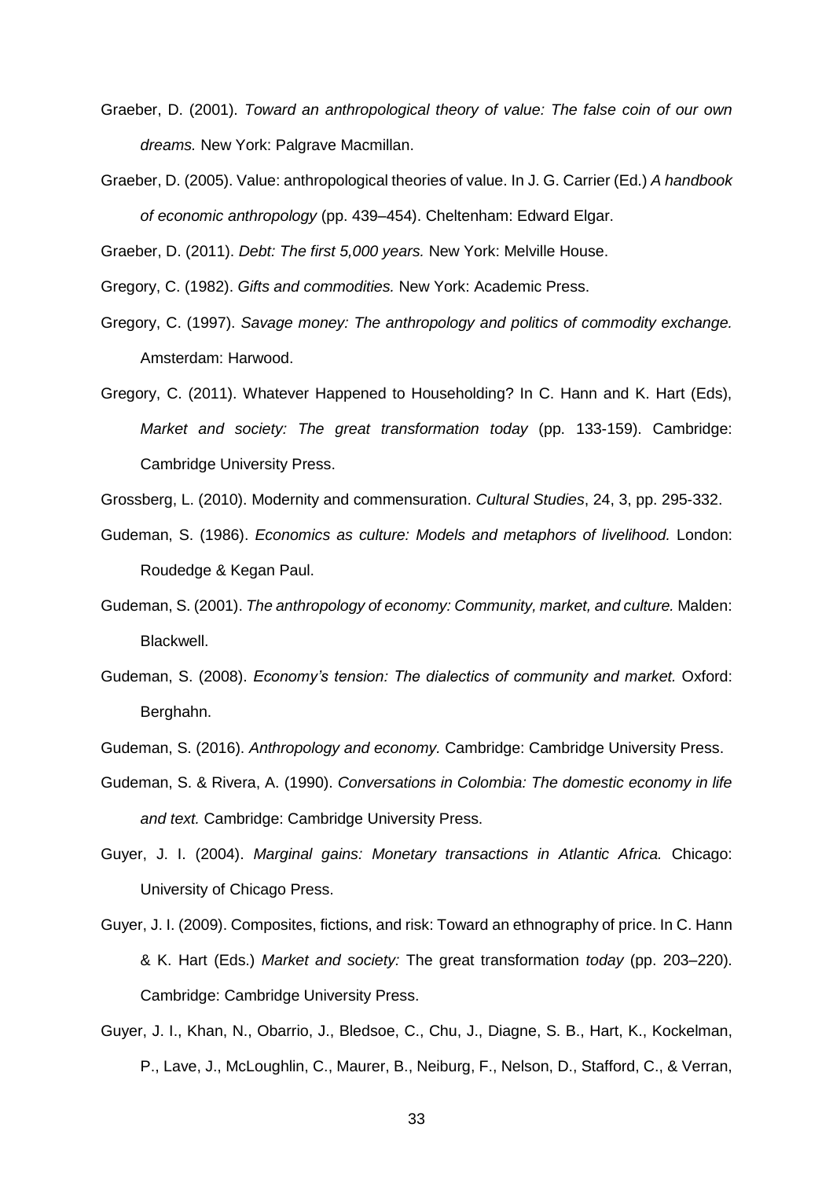Graeber, D. (2001). *Toward an anthropological theory of value: The false coin of our own dreams.* New York: Palgrave Macmillan.

Graeber, D. (2005). Value: anthropological theories of value. In J. G. Carrier (Ed.) *A handbook of economic anthropology* (pp. 439–454). Cheltenham: Edward Elgar.

Graeber, D. (2011). *Debt: The first 5,000 years.* New York: Melville House.

Gregory, C. (1982). *Gifts and commodities.* New York: Academic Press.

Gregory, C. (1997). *Savage money: The anthropology and politics of commodity exchange.* Amsterdam: Harwood.

Gregory, C. (2011). Whatever Happened to Householding? In C. Hann and K. Hart (Eds), *Market and society: The great transformation today* (pp. 133-159). Cambridge: Cambridge University Press.

Grossberg, L. (2010). Modernity and commensuration. *Cultural Studies*, 24, 3, pp. 295-332.

Gudeman, S. (1986). *Economics as culture: Models and metaphors of livelihood.* London: Roudedge & Kegan Paul.

Gudeman, S. (2001). *The anthropology of economy: Community, market, and culture.* Malden: Blackwell.

Gudeman, S. (2008). *Economy's tension: The dialectics of community and market.* Oxford: Berghahn.

Gudeman, S. (2016). *Anthropology and economy.* Cambridge: Cambridge University Press.

Gudeman, S. & Rivera, A. (1990). *Conversations in Colombia: The domestic economy in life and text.* Cambridge: Cambridge University Press.

Guyer, J. I. (2004). *Marginal gains: Monetary transactions in Atlantic Africa.* Chicago: University of Chicago Press.

Guyer, J. I. (2009). Composites, fictions, and risk: Toward an ethnography of price. In C. Hann & K. Hart (Eds.) *Market and society:* The great transformation *today* (pp. 203–220). Cambridge: Cambridge University Press.

Guyer, J. I., Khan, N., Obarrio, J., Bledsoe, C., Chu, J., Diagne, S. B., Hart, K., Kockelman, P., Lave, J., McLoughlin, C., Maurer, B., Neiburg, F., Nelson, D., Stafford, C., & Verran,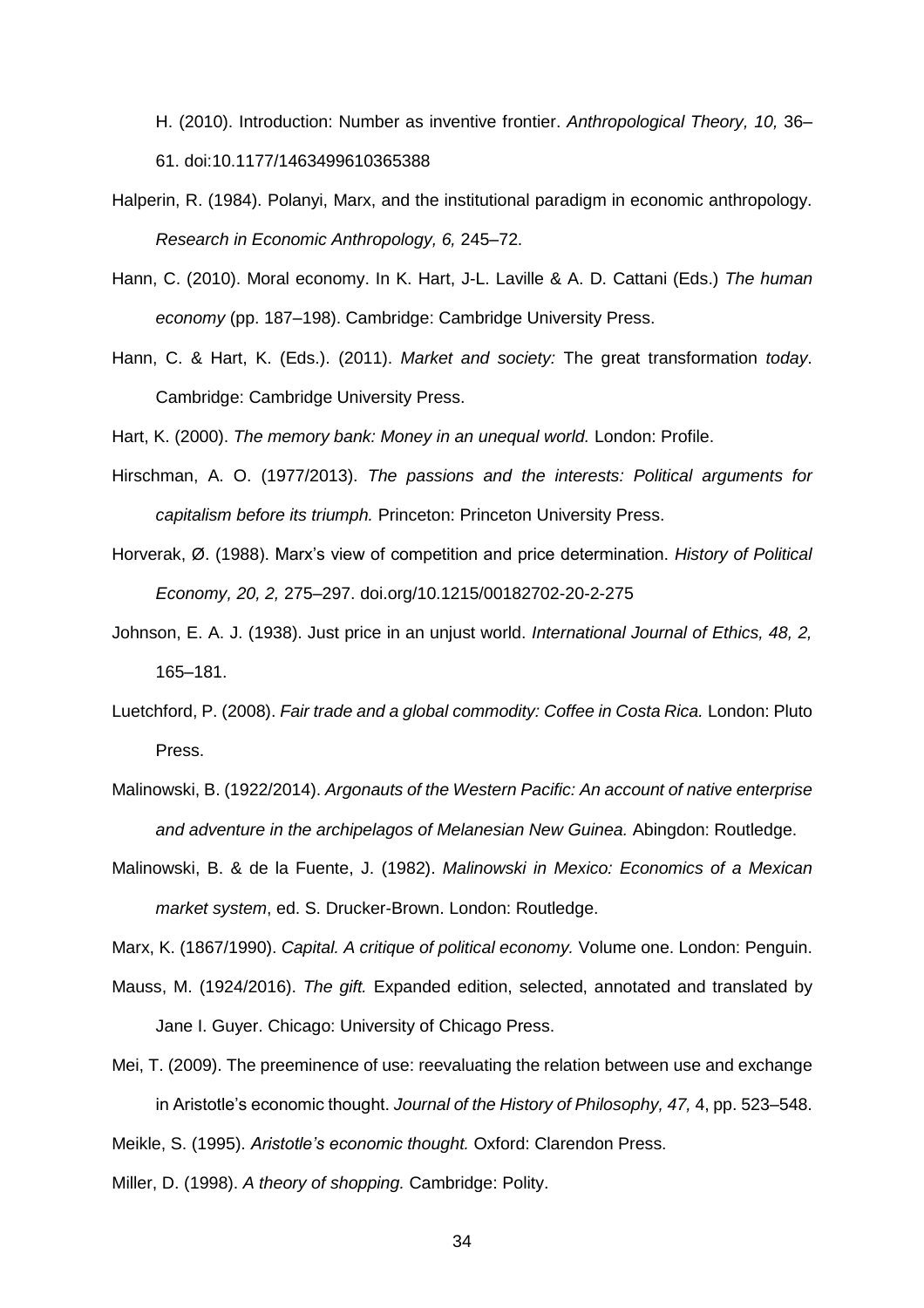H. (2010). Introduction: Number as inventive frontier. *Anthropological Theory, 10,* 36–61. doi:10.1177/1463499610365388

Halperin, R. (1984). Polanyi, Marx, and the institutional paradigm in economic anthropology. *Research in Economic Anthropology, 6,* 245–72.

Hann, C. (2010). Moral economy. In K. Hart, J-L. Laville & A. D. Cattani (Eds.) *The human economy* (pp. 187–198). Cambridge: Cambridge University Press.

Hann, C. & Hart, K. (Eds.). (2011). *Market and society:* The great transformation *today*. Cambridge: Cambridge University Press.

Hart, K. (2000). *The memory bank: Money in an unequal world.* London: Profile.

Hirschman, A. O. (1977/2013). *The passions and the interests: Political arguments for capitalism before its triumph.* Princeton: Princeton University Press.

Horverak, Ø. (1988). Marx's view of competition and price determination. *History of Political Economy, 20, 2,* 275–297. doi.org/10.1215/00182702-20-2-275

Johnson, E. A. J. (1938). Just price in an unjust world. *International Journal of Ethics, 48, 2,* 165–181.

Luetchford, P. (2008). *Fair trade and a global commodity: Coffee in Costa Rica.* London: Pluto Press.

Malinowski, B. (1922/2014). *Argonauts of the Western Pacific: An account of native enterprise and adventure in the archipelagos of Melanesian New Guinea.* Abingdon: Routledge.

Malinowski, B. & de la Fuente, J. (1982). *Malinowski in Mexico: Economics of a Mexican market system*, ed. S. Drucker-Brown. London: Routledge.

Marx, K. (1867/1990). *Capital. A critique of political economy.* Volume one. London: Penguin.

Mauss, M. (1924/2016). *The gift.* Expanded edition, selected, annotated and translated by Jane I. Guyer. Chicago: University of Chicago Press.

Mei, T. (2009). The preeminence of use: reevaluating the relation between use and exchange in Aristotle's economic thought. *Journal of the History of Philosophy, 47,* 4, pp. 523–548.

Meikle, S. (1995). *Aristotle's economic thought.* Oxford: Clarendon Press.

Miller, D. (1998). *A theory of shopping.* Cambridge: Polity.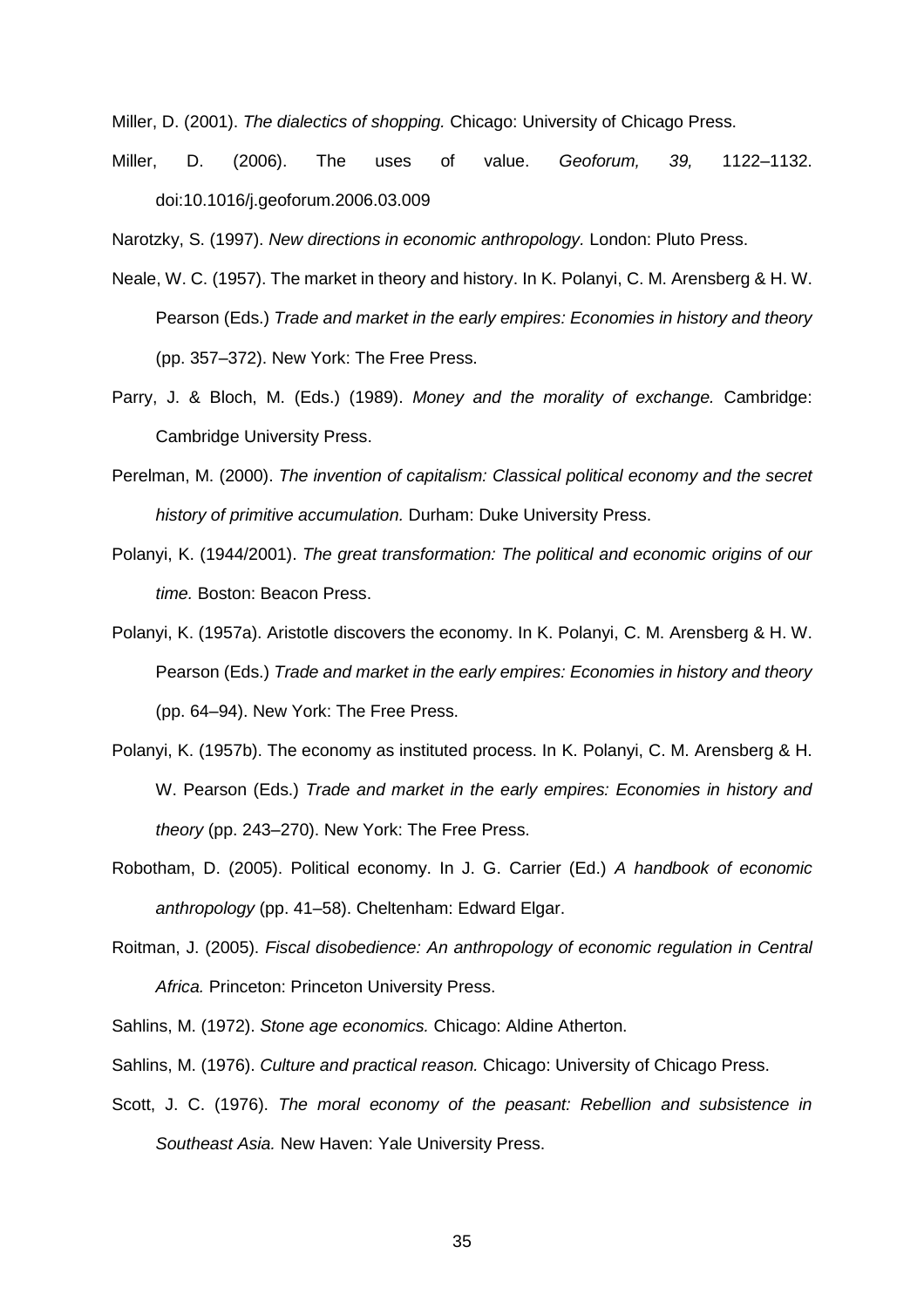Miller, D. (2001). *The dialectics of shopping.* Chicago: University of Chicago Press.

Miller, D. (2006). The uses of value. *Geoforum, 39,* 1122–1132. doi:10.1016/j.geoforum.2006.03.009

Narotzky, S. (1997). *New directions in economic anthropology.* London: Pluto Press.

Neale, W. C. (1957). The market in theory and history. In K. Polanyi, C. M. Arensberg & H. W. Pearson (Eds.) *Trade and market in the early empires: Economies in history and theory* (pp. 357–372). New York: The Free Press.

Parry, J. & Bloch, M. (Eds.) (1989). *Money and the morality of exchange.* Cambridge: Cambridge University Press.

Perelman, M. (2000). *The invention of capitalism: Classical political economy and the secret history of primitive accumulation.* Durham: Duke University Press.

Polanyi, K. (1944/2001). *The great transformation: The political and economic origins of our time.* Boston: Beacon Press.

Polanyi, K. (1957a). Aristotle discovers the economy. In K. Polanyi, C. M. Arensberg & H. W. Pearson (Eds.) *Trade and market in the early empires: Economies in history and theory* (pp. 64–94). New York: The Free Press.

Polanyi, K. (1957b). The economy as instituted process. In K. Polanyi, C. M. Arensberg & H. W. Pearson (Eds.) *Trade and market in the early empires: Economies in history and theory* (pp. 243–270). New York: The Free Press.

Robotham, D. (2005). Political economy. In J. G. Carrier (Ed.) *A handbook of economic anthropology* (pp. 41–58). Cheltenham: Edward Elgar.

Roitman, J. (2005). *Fiscal disobedience: An anthropology of economic regulation in Central Africa.* Princeton: Princeton University Press.

Sahlins, M. (1972). *Stone age economics.* Chicago: Aldine Atherton.

Sahlins, M. (1976). *Culture and practical reason.* Chicago: University of Chicago Press.

Scott, J. C. (1976). *The moral economy of the peasant: Rebellion and subsistence in Southeast Asia.* New Haven: Yale University Press.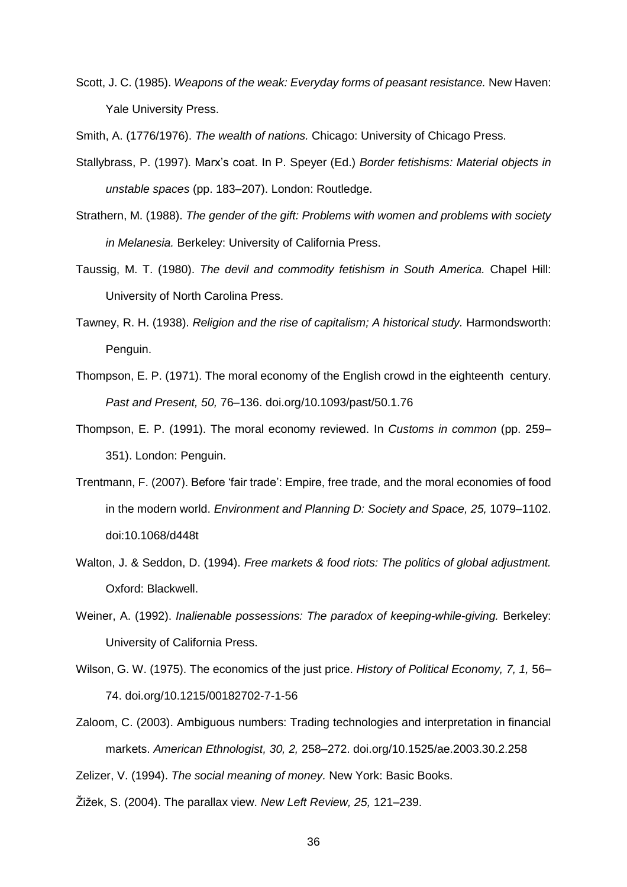Scott, J. C. (1985). *Weapons of the weak: Everyday forms of peasant resistance.* New Haven: Yale University Press.

Smith, A. (1776/1976). *The wealth of nations.* Chicago: University of Chicago Press.

Stallybrass, P. (1997). Marx's coat. In P. Speyer (Ed.) *Border fetishisms: Material objects in unstable spaces* (pp. 183–207). London: Routledge.

Strathern, M. (1988). *The gender of the gift: Problems with women and problems with society in Melanesia.* Berkeley: University of California Press.

Taussig, M. T. (1980). *The devil and commodity fetishism in South America.* Chapel Hill: University of North Carolina Press.

Tawney, R. H. (1938). *Religion and the rise of capitalism; A historical study.* Harmondsworth: Penguin.

Thompson, E. P. (1971). The moral economy of the English crowd in the eighteenth century. *Past and Present, 50,* 76–136. doi.org/10.1093/past/50.1.76

Thompson, E. P. (1991). The moral economy reviewed. In *Customs in common* (pp. 259–351). London: Penguin.

Trentmann, F. (2007). Before 'fair trade': Empire, free trade, and the moral economies of food in the modern world. *Environment and Planning D: Society and Space, 25,* 1079–1102. doi:10.1068/d448t

Walton, J. & Seddon, D. (1994). *Free markets & food riots: The politics of global adjustment.* Oxford: Blackwell.

Weiner, A. (1992). *Inalienable possessions: The paradox of keeping-while-giving.* Berkeley: University of California Press.

Wilson, G. W. (1975). The economics of the just price. *History of Political Economy, 7, 1,* 56–74. doi.org/10.1215/00182702-7-1-56

Zaloom, C. (2003). Ambiguous numbers: Trading technologies and interpretation in financial markets. *American Ethnologist, 30, 2,* 258–272. doi.org/10.1525/ae.2003.30.2.258

Zelizer, V. (1994). *The social meaning of money.* New York: Basic Books.

Žižek, S. (2004). The parallax view. *New Left Review, 25,* 121–239.